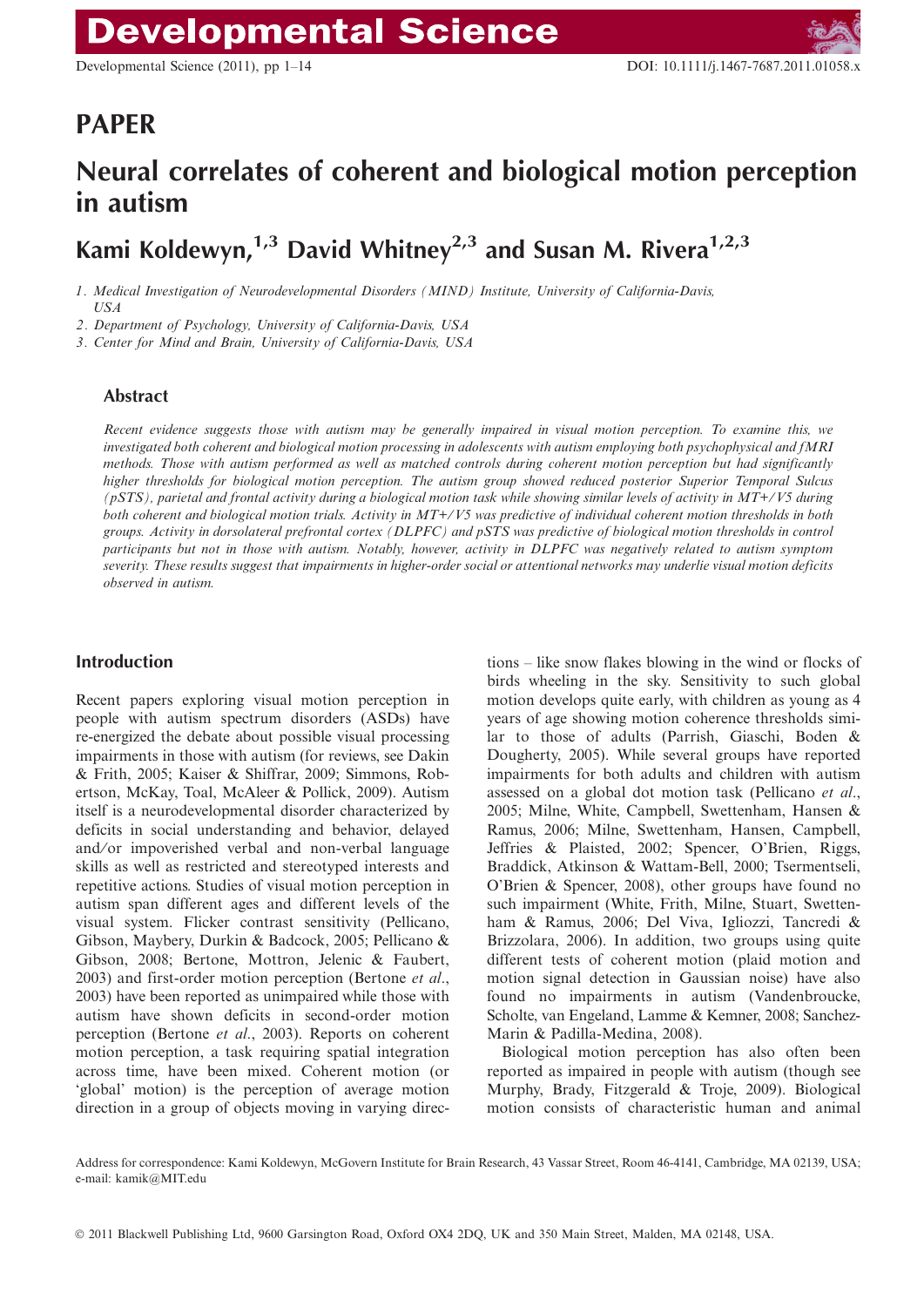**PAPER**

# Neural correlates of coherent and biological motion perception in autism

## Kami Koldewyn,[1,3] David Whitney[2,3] and Susan M. Rivera[1,2,3]

1. *Medical Investigation of Neurodevelopmental Disorders (MIND) Institute, University of California-Davis, USA*
2. *Department of Psychology, University of California-Davis, USA*
3. *Center for Mind and Brain, University of California-Davis, USA*

### Abstract

*Recent evidence suggests those with autism may be generally impaired in visual motion perception. To examine this, we investigated both coherent and biological motion processing in adolescents with autism employing both psychophysical and fMRI methods. Those with autism performed as well as matched controls during coherent motion perception but had significantly higher thresholds for biological motion perception. The autism group showed reduced posterior Superior Temporal Sulcus (pSTS), parietal and frontal activity during a biological motion task while showing similar levels of activity in MT+/V5 during both coherent and biological motion trials. Activity in MT+/V5 was predictive of individual coherent motion thresholds in both groups. Activity in dorsolateral prefrontal cortex (DLPFC) and pSTS was predictive of biological motion thresholds in control participants but not in those with autism. Notably, however, activity in DLPFC was negatively related to autism symptom severity. These results suggest that impairments in higher-order social or attentional networks may underlie visual motion deficits observed in autism.*

### Introduction

Recent papers exploring visual motion perception in people with autism spectrum disorders (ASDs) have re-energized the debate about possible visual processing impairments in those with autism (for reviews, see Dakin & Frith, 2005; Kaiser & Shiffrar, 2009; Simmons, Robertson, McKay, Toal, McAleer & Pollick, 2009). Autism itself is a neurodevelopmental disorder characterized by deficits in social understanding and behavior, delayed and/or impoverished verbal and non-verbal language skills as well as restricted and stereotyped interests and repetitive actions. Studies of visual motion perception in autism span different ages and different levels of the visual system. Flicker contrast sensitivity (Pellicano, Gibson, Maybery, Durkin & Badcock, 2005; Pellicano & Gibson, 2008; Bertone, Mottron, Jelenic & Faubert, 2003) and first-order motion perception (Bertone *et al*., 2003) have been reported as unimpaired while those with autism have shown deficits in second-order motion perception (Bertone *et al*., 2003). Reports on coherent motion perception, a task requiring spatial integration across time, have been mixed. Coherent motion (or 'global' motion) is the perception of average motion direction in a group of objects moving in varying directions – like snow flakes blowing in the wind or flocks of birds wheeling in the sky. Sensitivity to such global motion develops quite early, with children as young as 4 years of age showing motion coherence thresholds similar to those of adults (Parrish, Giaschi, Boden & Dougherty, 2005). While several groups have reported impairments for both adults and children with autism assessed on a global dot motion task (Pellicano *et al*., 2005; Milne, White, Campbell, Swettenham, Hansen & Ramus, 2006; Milne, Swettenham, Hansen, Campbell, Jeffries & Plaisted, 2002; Spencer, O'Brien, Riggs, Braddick, Atkinson & Wattam-Bell, 2000; Tsermentseli, O'Brien & Spencer, 2008), other groups have found no such impairment (White, Frith, Milne, Stuart, Swettenham & Ramus, 2006; Del Viva, Igliozzi, Tancredi & Brizzolara, 2006). In addition, two groups using quite different tests of coherent motion (plaid motion and motion signal detection in Gaussian noise) have also found no impairments in autism (Vandenbroucke, Scholte, van Engeland, Lamme & Kemner, 2008; Sanchez-Marin & Padilla-Medina, 2008).

Biological motion perception has also often been reported as impaired in people with autism (though see Murphy, Brady, Fitzgerald & Troje, 2009). Biological motion consists of characteristic human and animal

Address for correspondence: Kami Koldewyn, McGovern Institute for Brain Research, 43 Vassar Street, Room 46-4141, Cambridge, MA 02139, USA; e-mail: kamik@MIT.edu

© 2011 Blackwell Publishing Ltd, 9600 Garsington Road, Oxford OX4 2DQ, UK and 350 Main Street, Malden, MA 02148, USA.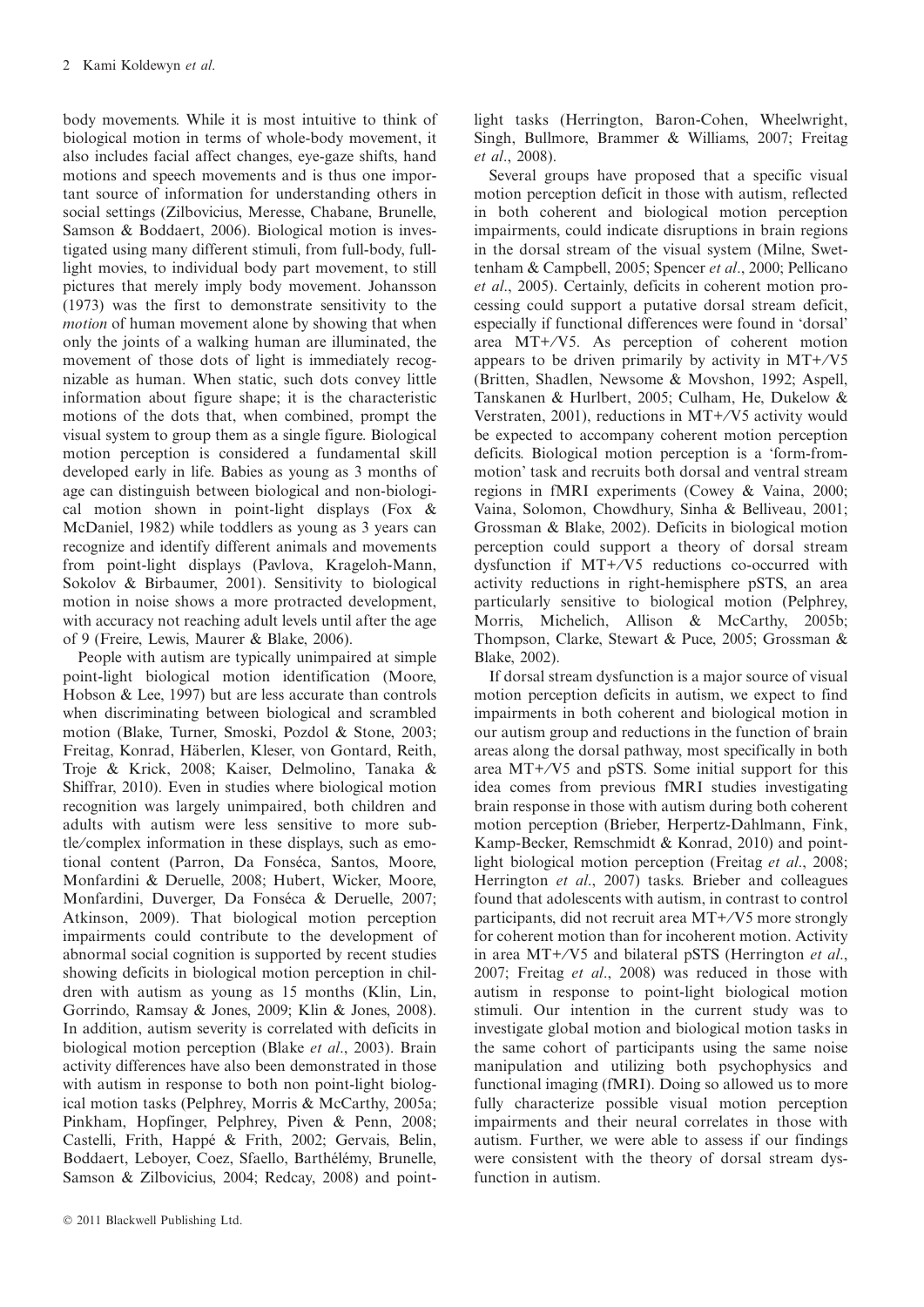body movements. While it is most intuitive to think of biological motion in terms of whole-body movement, it also includes facial affect changes, eye-gaze shifts, hand motions and speech movements and is thus one important source of information for understanding others in social settings (Zilbovicius, Meresse, Chabane, Brunelle, Samson & Boddaert, 2006). Biological motion is investigated using many different stimuli, from full-body, full-light movies, to individual body part movement, to still pictures that merely imply body movement. Johansson (1973) was the first to demonstrate sensitivity to the *motion* of human movement alone by showing that when only the joints of a walking human are illuminated, the movement of those dots of light is immediately recognizable as human. When static, such dots convey little information about figure shape; it is the characteristic motions of the dots that, when combined, prompt the visual system to group them as a single figure. Biological motion perception is considered a fundamental skill developed early in life. Babies as young as 3 months of age can distinguish between biological and non-biological motion shown in point-light displays (Fox & McDaniel, 1982) while toddlers as young as 3 years can recognize and identify different animals and movements from point-light displays (Pavlova, Krageloh-Mann, Sokolov & Birbaumer, 2001). Sensitivity to biological motion in noise shows a more protracted development, with accuracy not reaching adult levels until after the age of 9 (Freire, Lewis, Maurer & Blake, 2006).

People with autism are typically unimpaired at simple point-light biological motion identification (Moore, Hobson & Lee, 1997) but are less accurate than controls when discriminating between biological and scrambled motion (Blake, Turner, Smoski, Pozdol & Stone, 2003; Freitag, Konrad, Häberlen, Kleser, von Gontard, Reith, Troje & Krick, 2008; Kaiser, Delmolino, Tanaka & Shiffrar, 2010). Even in studies where biological motion recognition was largely unimpaired, both children and adults with autism were less sensitive to more subtle/complex information in these displays, such as emotional content (Parron, Da Fonséca, Santos, Moore, Monfardini & Deruelle, 2008; Hubert, Wicker, Moore, Monfardini, Duverger, Da Fonséca & Deruelle, 2007; Atkinson, 2009). That biological motion perception impairments could contribute to the development of abnormal social cognition is supported by recent studies showing deficits in biological motion perception in children with autism as young as 15 months (Klin, Lin, Gorrindo, Ramsay & Jones, 2009; Klin & Jones, 2008). In addition, autism severity is correlated with deficits in biological motion perception (Blake *et al*., 2003). Brain activity differences have also been demonstrated in those with autism in response to both non point-light biological motion tasks (Pelphrey, Morris & McCarthy, 2005a; Pinkham, Hopfinger, Pelphrey, Piven & Penn, 2008; Castelli, Frith, Happé & Frith, 2002; Gervais, Belin, Boddaert, Leboyer, Coez, Sfaello, Barthélémy, Brunelle, Samson & Zilbovicius, 2004; Redcay, 2008) and point-light tasks (Herrington, Baron-Cohen, Wheelwright, Singh, Bullmore, Brammer & Williams, 2007; Freitag *et al*., 2008).

Several groups have proposed that a specific visual motion perception deficit in those with autism, reflected in both coherent and biological motion perception impairments, could indicate disruptions in brain regions in the dorsal stream of the visual system (Milne, Swettenham & Campbell, 2005; Spencer *et al*., 2000; Pellicano *et al*., 2005). Certainly, deficits in coherent motion processing could support a putative dorsal stream deficit, especially if functional differences were found in 'dorsal' area MT+/V5. As perception of coherent motion appears to be driven primarily by activity in MT+/V5 (Britten, Shadlen, Newsome & Movshon, 1992; Aspell, Tanskanen & Hurlbert, 2005; Culham, He, Dukelow & Verstraten, 2001), reductions in MT+/V5 activity would be expected to accompany coherent motion perception deficits. Biological motion perception is a 'form-from-motion' task and recruits both dorsal and ventral stream regions in fMRI experiments (Cowey & Vaina, 2000; Vaina, Solomon, Chowdhury, Sinha & Belliveau, 2001; Grossman & Blake, 2002). Deficits in biological motion perception could support a theory of dorsal stream dysfunction if MT+/V5 reductions co-occurred with activity reductions in right-hemisphere pSTS, an area particularly sensitive to biological motion (Pelphrey, Morris, Michelich, Allison & McCarthy, 2005b; Thompson, Clarke, Stewart & Puce, 2005; Grossman & Blake, 2002).

If dorsal stream dysfunction is a major source of visual motion perception deficits in autism, we expect to find impairments in both coherent and biological motion in our autism group and reductions in the function of brain areas along the dorsal pathway, most specifically in both area MT+/V5 and pSTS. Some initial support for this idea comes from previous fMRI studies investigating brain response in those with autism during both coherent motion perception (Brieber, Herpertz-Dahlmann, Fink, Kamp-Becker, Remschmidt & Konrad, 2010) and point-light biological motion perception (Freitag *et al*., 2008; Herrington *et al*., 2007) tasks. Brieber and colleagues found that adolescents with autism, in contrast to control participants, did not recruit area MT+/V5 more strongly for coherent motion than for incoherent motion. Activity in area MT+/V5 and bilateral pSTS (Herrington *et al*., 2007; Freitag *et al*., 2008) was reduced in those with autism in response to point-light biological motion stimuli. Our intention in the current study was to investigate global motion and biological motion tasks in the same cohort of participants using the same noise manipulation and utilizing both psychophysics and functional imaging (fMRI). Doing so allowed us to more fully characterize possible visual motion perception impairments and their neural correlates in those with autism. Further, we were able to assess if our findings were consistent with the theory of dorsal stream dysfunction in autism.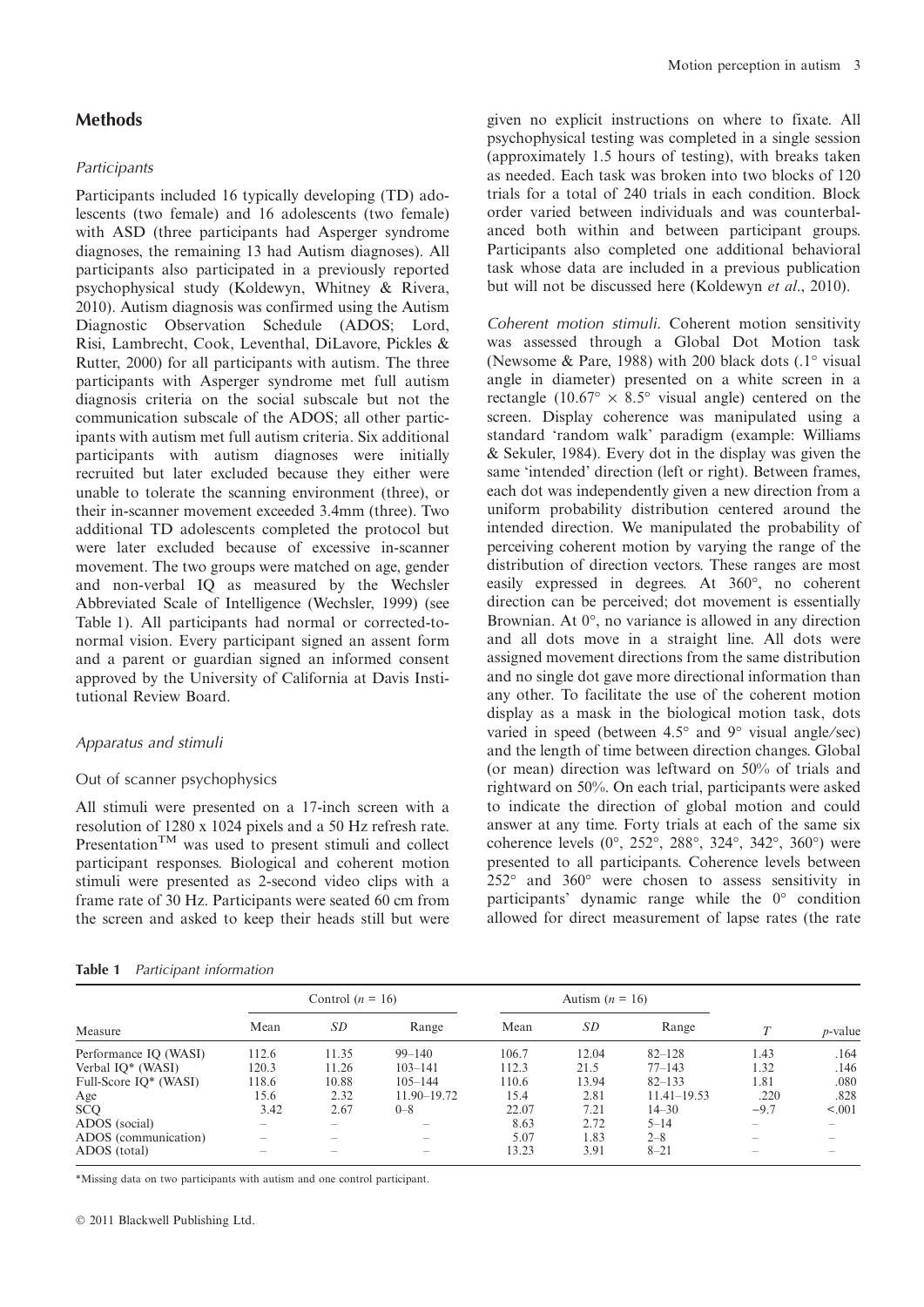## Methods

### Participants

Participants included 16 typically developing (TD) adolescents (two female) and 16 adolescents (two female) with ASD (three participants had Asperger syndrome diagnoses, the remaining 13 had Autism diagnoses). All participants also participated in a previously reported psychophysical study (Koldewyn, Whitney & Rivera, 2010). Autism diagnosis was confirmed using the Autism Diagnostic Observation Schedule (ADOS; Lord, Risi, Lambrecht, Cook, Leventhal, DiLavore, Pickles & Rutter, 2000) for all participants with autism. The three participants with Asperger syndrome met full autism diagnosis criteria on the social subscale but not the communication subscale of the ADOS; all other participants with autism met full autism criteria. Six additional participants with autism diagnoses were initially recruited but later excluded because they either were unable to tolerate the scanning environment (three), or their in-scanner movement exceeded 3.4mm (three). Two additional TD adolescents completed the protocol but were later excluded because of excessive in-scanner movement. The two groups were matched on age, gender and non-verbal IQ as measured by the Wechsler Abbreviated Scale of Intelligence (Wechsler, 1999) (see Table 1). All participants had normal or corrected-to-normal vision. Every participant signed an assent form and a parent or guardian signed an informed consent approved by the University of California at Davis Institutional Review Board.

### Apparatus and stimuli

#### Out of scanner psychophysics

All stimuli were presented on a 17-inch screen with a resolution of 1280 x 1024 pixels and a 50 Hz refresh rate. Presentation™ was used to present stimuli and collect participant responses. Biological and coherent motion stimuli were presented as 2-second video clips with a frame rate of 30 Hz. Participants were seated 60 cm from the screen and asked to keep their heads still but were given no explicit instructions on where to fixate. All psychophysical testing was completed in a single session (approximately 1.5 hours of testing), with breaks taken as needed. Each task was broken into two blocks of 120 trials for a total of 240 trials in each condition. Block order varied between individuals and was counterbalanced both within and between participant groups. Participants also completed one additional behavioral task whose data are included in a previous publication but will not be discussed here (Koldewyn *et al*., 2010).

*Coherent motion stimuli*. Coherent motion sensitivity was assessed through a Global Dot Motion task (Newsome & Pare, 1988) with 200 black dots (.1° visual angle in diameter) presented on a white screen in a rectangle (10.67° × 8.5° visual angle) centered on the screen. Display coherence was manipulated using a standard 'random walk' paradigm (example: Williams & Sekuler, 1984). Every dot in the display was given the same 'intended' direction (left or right). Between frames, each dot was independently given a new direction from a uniform probability distribution centered around the intended direction. We manipulated the probability of perceiving coherent motion by varying the range of the distribution of direction vectors. These ranges are most easily expressed in degrees. At 360°, no coherent direction can be perceived; dot movement is essentially Brownian. At 0°, no variance is allowed in any direction and all dots move in a straight line. All dots were assigned movement directions from the same distribution and no single dot gave more directional information than any other. To facilitate the use of the coherent motion display as a mask in the biological motion task, dots varied in speed (between 4.5° and 9° visual angle/sec) and the length of time between direction changes. Global (or mean) direction was leftward on 50% of trials and rightward on 50%. On each trial, participants were asked to indicate the direction of global motion and could answer at any time. Forty trials at each of the same six coherence levels (0°, 252°, 288°, 324°, 342°, 360°) were presented to all participants. Coherence levels between 252° and 360° were chosen to assess sensitivity in participants' dynamic range while the 0° condition allowed for direct measurement of lapse rates (the rate

**Table 1** *Participant information*

| | Control ($n$ = 16) | | | Autism ($n$ = 16) | | | | |
|---|---|---|---|---|---|---|---|---|
| Measure | Mean | *SD* | Range | Mean | *SD* | Range | *T* | *p*-value |
| Performance IQ (WASI) | 112.6 | 11.35 | 99–140 | 106.7 | 12.04 | 82–128 | 1.43 | .164 |
| Verbal IQ* (WASI) | 120.3 | 11.26 | 103–141 | 112.3 | 21.5 | 77–143 | 1.32 | .146 |
| Full-Score IQ* (WASI) | 118.6 | 10.88 | 105–144 | 110.6 | 13.94 | 82–133 | 1.81 | .080 |
| Age | 15.6 | 2.32 | 11.90–19.72 | 15.4 | 2.81 | 11.41–19.53 | .220 | .828 |
| SCQ | 3.42 | 2.67 | 0–8 | 22.07 | 7.21 | 14–30 | −9.7 | <.001 |
| ADOS (social) | – | – | – | 8.63 | 2.72 | 5–14 | – | – |
| ADOS (communication) | – | – | – | 5.07 | 1.83 | 2–8 | – | – |
| ADOS (total) | – | – | – | 13.23 | 3.91 | 8–21 | – | – |

*Missing data on two participants with autism and one control participant.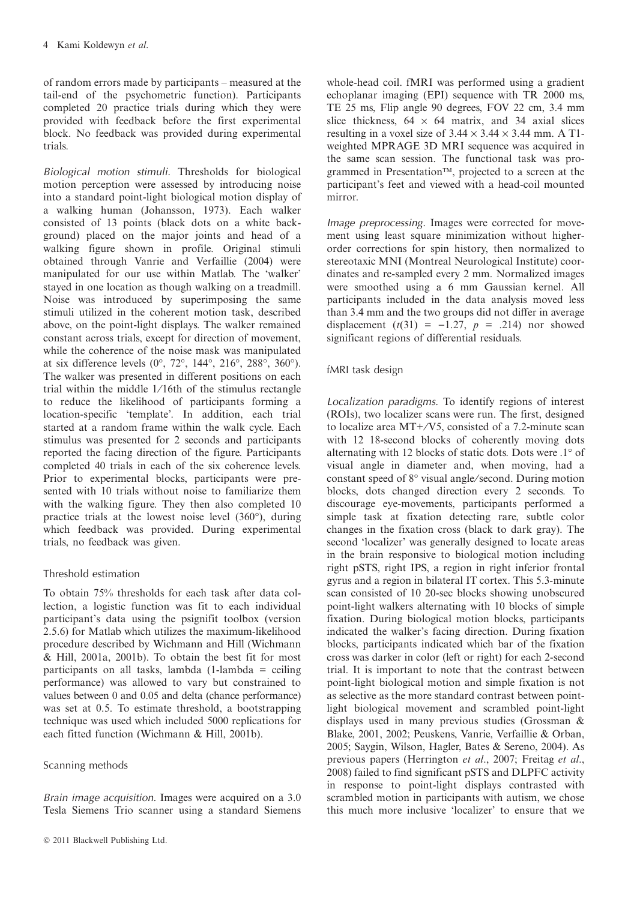of random errors made by participants – measured at the tail-end of the psychometric function). Participants completed 20 practice trials during which they were provided with feedback before the first experimental block. No feedback was provided during experimental trials.

*Biological motion stimuli.* Thresholds for biological motion perception were assessed by introducing noise into a standard point-light biological motion display of a walking human (Johansson, 1973). Each walker consisted of 13 points (black dots on a white background) placed on the major joints and head of a walking figure shown in profile. Original stimuli obtained through Vanrie and Verfaillie (2004) were manipulated for our use within Matlab. The 'walker' stayed in one location as though walking on a treadmill. Noise was introduced by superimposing the same stimuli utilized in the coherent motion task, described above, on the point-light displays. The walker remained constant across trials, except for direction of movement, while the coherence of the noise mask was manipulated at six difference levels (0°, 72°, 144°, 216°, 288°, 360°). The walker was presented in different positions on each trial within the middle 1/16th of the stimulus rectangle to reduce the likelihood of participants forming a location-specific 'template'. In addition, each trial started at a random frame within the walk cycle. Each stimulus was presented for 2 seconds and participants reported the facing direction of the figure. Participants completed 40 trials in each of the six coherence levels. Prior to experimental blocks, participants were presented with 10 trials without noise to familiarize them with the walking figure. They then also completed 10 practice trials at the lowest noise level (360°), during which feedback was provided. During experimental trials, no feedback was given.

## Threshold estimation

To obtain 75% thresholds for each task after data collection, a logistic function was fit to each individual participant's data using the psignifit toolbox (version 2.5.6) for Matlab which utilizes the maximum-likelihood procedure described by Wichmann and Hill (Wichmann & Hill, 2001a, 2001b). To obtain the best fit for most participants on all tasks, lambda (1-lambda = ceiling performance) was allowed to vary but constrained to values between 0 and 0.05 and delta (chance performance) was set at 0.5. To estimate threshold, a bootstrapping technique was used which included 5000 replications for each fitted function (Wichmann & Hill, 2001b).

## Scanning methods

*Brain image acquisition.* Images were acquired on a 3.0 Tesla Siemens Trio scanner using a standard Siemens whole-head coil. fMRI was performed using a gradient echoplanar imaging (EPI) sequence with TR 2000 ms, TE 25 ms, Flip angle 90 degrees, FOV 22 cm, 3.4 mm slice thickness, $64 \times 64$ matrix, and 34 axial slices resulting in a voxel size of $3.44 \times 3.44 \times 3.44$ mm. A T1-weighted MPRAGE 3D MRI sequence was acquired in the same scan session. The functional task was programmed in Presentation™, projected to a screen at the participant's feet and viewed with a head-coil mounted mirror.

*Image preprocessing.* Images were corrected for movement using least square minimization without higher-order corrections for spin history, then normalized to stereotaxic MNI (Montreal Neurological Institute) coordinates and re-sampled every 2 mm. Normalized images were smoothed using a 6 mm Gaussian kernel. All participants included in the data analysis moved less than 3.4 mm and the two groups did not differ in average displacement ($t(31) = -1.27$, $p = .214$) nor showed significant regions of differential residuals.

## fMRI task design

*Localization paradigms.* To identify regions of interest (ROIs), two localizer scans were run. The first, designed to localize area MT+/V5, consisted of a 7.2-minute scan with 12 18-second blocks of coherently moving dots alternating with 12 blocks of static dots. Dots were .1° of visual angle in diameter and, when moving, had a constant speed of 8° visual angle/second. During motion blocks, dots changed direction every 2 seconds. To discourage eye-movements, participants performed a simple task at fixation detecting rare, subtle color changes in the fixation cross (black to dark gray). The second 'localizer' was generally designed to locate areas in the brain responsive to biological motion including right pSTS, right IPS, a region in right inferior frontal gyrus and a region in bilateral IT cortex. This 5.3-minute scan consisted of 10 20-sec blocks showing unobscured point-light walkers alternating with 10 blocks of simple fixation. During biological motion blocks, participants indicated the walker's facing direction. During fixation blocks, participants indicated which bar of the fixation cross was darker in color (left or right) for each 2-second trial. It is important to note that the contrast between point-light biological motion and simple fixation is not as selective as the more standard contrast between point-light biological movement and scrambled point-light displays used in many previous studies (Grossman & Blake, 2001, 2002; Peuskens, Vanrie, Verfaillie & Orban, 2005; Saygin, Wilson, Hagler, Bates & Sereno, 2004). As previous papers (Herrington *et al.*, 2007; Freitag *et al.*, 2008) failed to find significant pSTS and DLPFC activity in response to point-light displays contrasted with scrambled motion in participants with autism, we chose this much more inclusive 'localizer' to ensure that we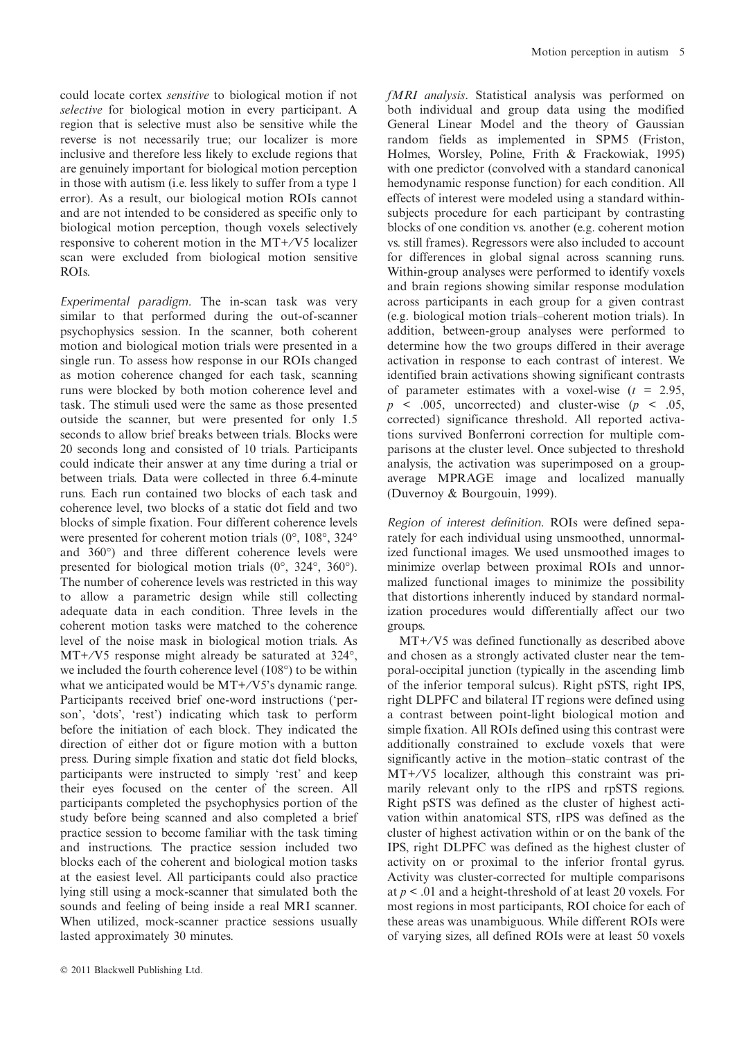could locate cortex *sensitive* to biological motion if not *selective* for biological motion in every participant. A region that is selective must also be sensitive while the reverse is not necessarily true; our localizer is more inclusive and therefore less likely to exclude regions that are genuinely important for biological motion perception in those with autism (i.e. less likely to suffer from a type 1 error). As a result, our biological motion ROIs cannot and are not intended to be considered as specific only to biological motion perception, though voxels selectively responsive to coherent motion in the MT+/V5 localizer scan were excluded from biological motion sensitive ROIs.

*Experimental paradigm*. The in-scan task was very similar to that performed during the out-of-scanner psychophysics session. In the scanner, both coherent motion and biological motion trials were presented in a single run. To assess how response in our ROIs changed as motion coherence changed for each task, scanning runs were blocked by both motion coherence level and task. The stimuli used were the same as those presented outside the scanner, but were presented for only 1.5 seconds to allow brief breaks between trials. Blocks were 20 seconds long and consisted of 10 trials. Participants could indicate their answer at any time during a trial or between trials. Data were collected in three 6.4-minute runs. Each run contained two blocks of each task and coherence level, two blocks of a static dot field and two blocks of simple fixation. Four different coherence levels were presented for coherent motion trials (0°, 108°, 324° and 360°) and three different coherence levels were presented for biological motion trials (0°, 324°, 360°). The number of coherence levels was restricted in this way to allow a parametric design while still collecting adequate data in each condition. Three levels in the coherent motion tasks were matched to the coherence level of the noise mask in biological motion trials. As MT+/V5 response might already be saturated at 324°, we included the fourth coherence level (108°) to be within what we anticipated would be MT+/V5's dynamic range. Participants received brief one-word instructions ('person', 'dots', 'rest') indicating which task to perform before the initiation of each block. They indicated the direction of either dot or figure motion with a button press. During simple fixation and static dot field blocks, participants were instructed to simply 'rest' and keep their eyes focused on the center of the screen. All participants completed the psychophysics portion of the study before being scanned and also completed a brief practice session to become familiar with the task timing and instructions. The practice session included two blocks each of the coherent and biological motion tasks at the easiest level. All participants could also practice lying still using a mock-scanner that simulated both the sounds and feeling of being inside a real MRI scanner. When utilized, mock-scanner practice sessions usually lasted approximately 30 minutes.

*fMRI analysis*. Statistical analysis was performed on both individual and group data using the modified General Linear Model and the theory of Gaussian random fields as implemented in SPM5 (Friston, Holmes, Worsley, Poline, Frith & Frackowiak, 1995) with one predictor (convolved with a standard canonical hemodynamic response function) for each condition. All effects of interest were modeled using a standard within-subjects procedure for each participant by contrasting blocks of one condition vs. another (e.g. coherent motion vs. still frames). Regressors were also included to account for differences in global signal across scanning runs. Within-group analyses were performed to identify voxels and brain regions showing similar response modulation across participants in each group for a given contrast (e.g. biological motion trials–coherent motion trials). In addition, between-group analyses were performed to determine how the two groups differed in their average activation in response to each contrast of interest. We identified brain activations showing significant contrasts of parameter estimates with a voxel-wise ($t$ = 2.95, $p$ < .005, uncorrected) and cluster-wise ($p$ < .05, corrected) significance threshold. All reported activations survived Bonferroni correction for multiple comparisons at the cluster level. Once subjected to threshold analysis, the activation was superimposed on a group-average MPRAGE image and localized manually (Duvernoy & Bourgouin, 1999).

*Region of interest definition*. ROIs were defined separately for each individual using unsmoothed, unnormalized functional images. We used unsmoothed images to minimize overlap between proximal ROIs and unnormalized functional images to minimize the possibility that distortions inherently induced by standard normalization procedures would differentially affect our two groups.

MT+/V5 was defined functionally as described above and chosen as a strongly activated cluster near the temporal-occipital junction (typically in the ascending limb of the inferior temporal sulcus). Right pSTS, right IPS, right DLPFC and bilateral IT regions were defined using a contrast between point-light biological motion and simple fixation. All ROIs defined using this contrast were additionally constrained to exclude voxels that were significantly active in the motion–static contrast of the MT+/V5 localizer, although this constraint was primarily relevant only to the rIPS and rpSTS regions. Right pSTS was defined as the cluster of highest activation within anatomical STS, rIPS was defined as the cluster of highest activation within or on the bank of the IPS, right DLPFC was defined as the highest cluster of activity on or proximal to the inferior frontal gyrus. Activity was cluster-corrected for multiple comparisons at $p$ < .01 and a height-threshold of at least 20 voxels. For most regions in most participants, ROI choice for each of these areas was unambiguous. While different ROIs were of varying sizes, all defined ROIs were at least 50 voxels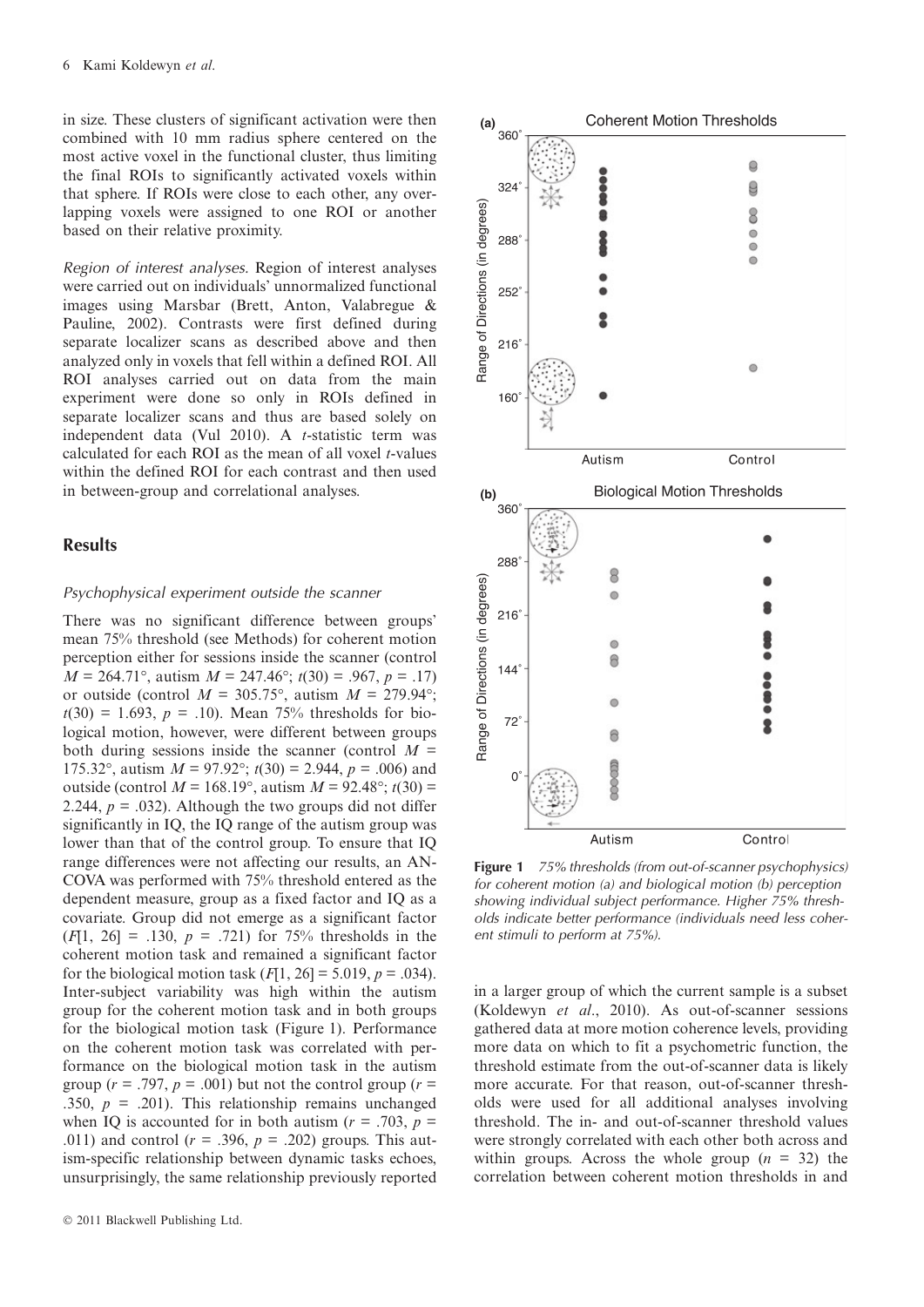in size. These clusters of significant activation were then combined with 10 mm radius sphere centered on the most active voxel in the functional cluster, thus limiting the final ROIs to significantly activated voxels within that sphere. If ROIs were close to each other, any overlapping voxels were assigned to one ROI or another based on their relative proximity.

*Region of interest analyses.* Region of interest analyses were carried out on individuals' unnormalized functional images using Marsbar (Brett, Anton, Valabregue & Pauline, 2002). Contrasts were first defined during separate localizer scans as described above and then analyzed only in voxels that fell within a defined ROI. All ROI analyses carried out on data from the main experiment were done so only in ROIs defined in separate localizer scans and thus are based solely on independent data (Vul 2010). A *t*-statistic term was calculated for each ROI as the mean of all voxel *t*-values within the defined ROI for each contrast and then used in between-group and correlational analyses.

## Results

### Psychophysical experiment outside the scanner

There was no significant difference between groups' mean 75% threshold (see Methods) for coherent motion perception either for sessions inside the scanner (control $M = 264.71°$, autism $M = 247.46°$; $t(30) = .967$, $p = .17$) or outside (control $M = 305.75°$, autism $M = 279.94°$; $t(30) = 1.693$, $p = .10$). Mean 75% thresholds for biological motion, however, were different between groups both during sessions inside the scanner (control $M = 175.32°$, autism $M = 97.92°$; $t(30) = 2.944$, $p = .006$) and outside (control $M = 168.19°$, autism $M = 92.48°$; $t(30) = 2.244$, $p = .032$). Although the two groups did not differ significantly in IQ, the IQ range of the autism group was lower than that of the control group. To ensure that IQ range differences were not affecting our results, an ANCOVA was performed with 75% threshold entered as the dependent measure, group as a fixed factor and IQ as a covariate. Group did not emerge as a significant factor ($F[1, 26] = .130$, $p = .721$) for 75% thresholds in the coherent motion task and remained a significant factor for the biological motion task ($F[1, 26] = 5.019$, $p = .034$). Inter-subject variability was high within the autism group for the coherent motion task and in both groups for the biological motion task (Figure 1). Performance on the coherent motion task was correlated with performance on the biological motion task in the autism group ($r = .797$, $p = .001$) but not the control group ($r = .350$, $p = .201$). This relationship remains unchanged when IQ is accounted for in both autism ($r = .703$, $p = .011$) and control ($r = .396$, $p = .202$) groups. This autism-specific relationship between dynamic tasks echoes, unsurprisingly, the same relationship previously reported in a larger group of which the current sample is a subset (Koldewyn *et al*., 2010). As out-of-scanner sessions gathered data at more motion coherence levels, providing more data on which to fit a psychometric function, the threshold estimate from the out-of-scanner data is likely more accurate. For that reason, out-of-scanner thresholds were used for all additional analyses involving threshold. The in- and out-of-scanner threshold values were strongly correlated with each other both across and within groups. Across the whole group ($n = 32$) the correlation between coherent motion thresholds in and

**Figure 1** *75% thresholds (from out-of-scanner psychophysics) for coherent motion (a) and biological motion (b) perception showing individual subject performance. Higher 75% thresholds indicate better performance (individuals need less coherent stimuli to perform at 75%).*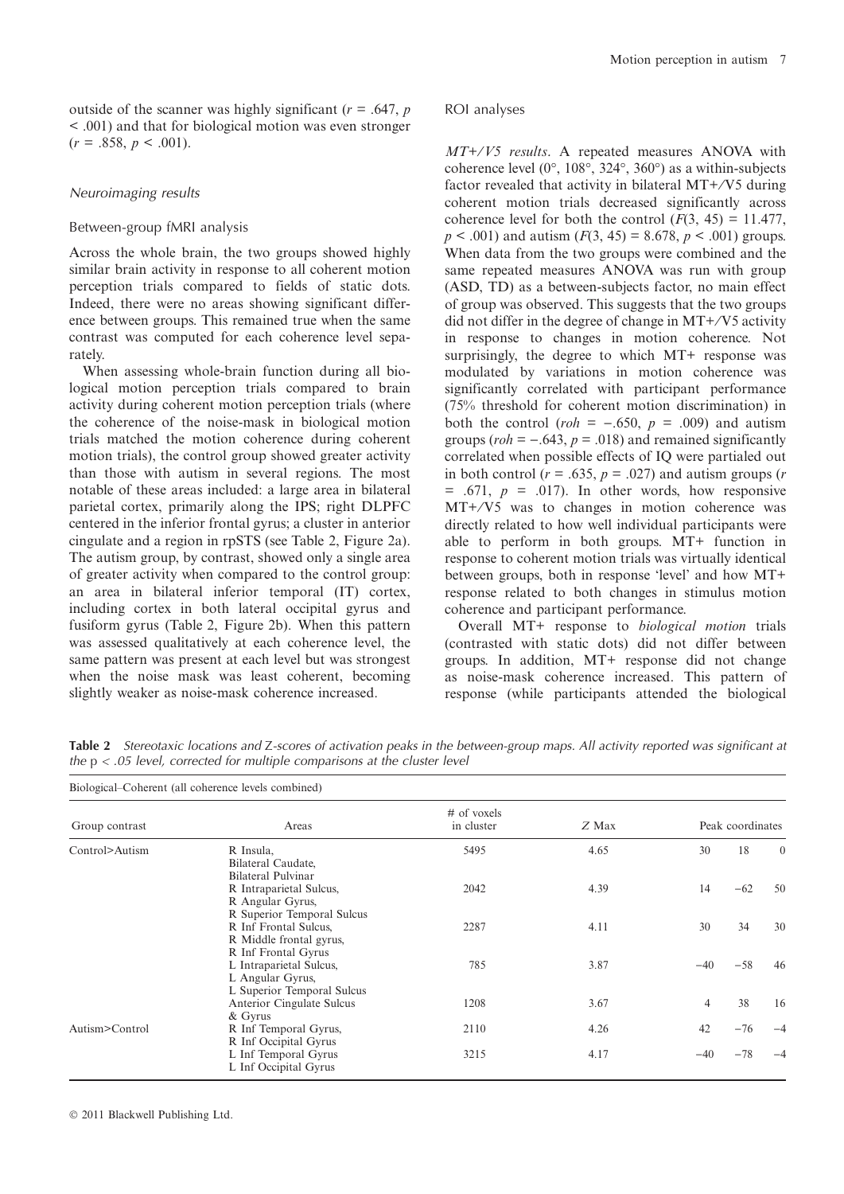outside of the scanner was highly significant ($r = .647$, $p < .001$) and that for biological motion was even stronger ($r = .858$, $p < .001$).

### Neuroimaging results

#### Between-group fMRI analysis

Across the whole brain, the two groups showed highly similar brain activity in response to all coherent motion perception trials compared to fields of static dots. Indeed, there were no areas showing significant difference between groups. This remained true when the same contrast was computed for each coherence level separately.

When assessing whole-brain function during all biological motion perception trials compared to brain activity during coherent motion perception trials (where the coherence of the noise-mask in biological motion trials matched the motion coherence during coherent motion trials), the control group showed greater activity than those with autism in several regions. The most notable of these areas included: a large area in bilateral parietal cortex, primarily along the IPS; right DLPFC centered in the inferior frontal gyrus; a cluster in anterior cingulate and a region in rpSTS (see Table 2, Figure 2a). The autism group, by contrast, showed only a single area of greater activity when compared to the control group: an area in bilateral inferior temporal (IT) cortex, including cortex in both lateral occipital gyrus and fusiform gyrus (Table 2, Figure 2b). When this pattern was assessed qualitatively at each coherence level, the same pattern was present at each level but was strongest when the noise mask was least coherent, becoming slightly weaker as noise-mask coherence increased.

#### ROI analyses

*MT+/V5 results*. A repeated measures ANOVA with coherence level (0°, 108°, 324°, 360°) as a within-subjects factor revealed that activity in bilateral MT+/V5 during coherent motion trials decreased significantly across coherence level for both the control ($F(3, 45) = 11.477$, $p < .001$) and autism ($F(3, 45) = 8.678$, $p < .001$) groups. When data from the two groups were combined and the same repeated measures ANOVA was run with group (ASD, TD) as a between-subjects factor, no main effect of group was observed. This suggests that the two groups did not differ in the degree of change in MT+/V5 activity in response to changes in motion coherence. Not surprisingly, the degree to which MT+ response was modulated by variations in motion coherence was significantly correlated with participant performance (75% threshold for coherent motion discrimination) in both the control ($roh = -.650$, $p = .009$) and autism groups ($roh = -.643$, $p = .018$) and remained significantly correlated when possible effects of IQ were partialed out in both control ($r = .635$, $p = .027$) and autism groups ($r = .671$, $p = .017$). In other words, how responsive MT+/V5 was to changes in motion coherence was directly related to how well individual participants were able to perform in both groups. MT+ function in response to coherent motion trials was virtually identical between groups, both in response 'level' and how MT+ response related to both changes in stimulus motion coherence and participant performance.

Overall MT+ response to *biological motion* trials (contrasted with static dots) did not differ between groups. In addition, MT+ response did not change as noise-mask coherence increased. This pattern of response (while participants attended the biological

**Table 2** *Stereotaxic locations and Z-scores of activation peaks in the between-group maps. All activity reported was significant at the p < .05 level, corrected for multiple comparisons at the cluster level*

| Biological–Coherent (all coherence levels combined) | | | | | | |
|---|---|---|---|---|---|---|
| Group contrast | Areas | # of voxels in cluster | Z Max | Peak coordinates | | |
| Control>Autism | R Insula, Bilateral Caudate, Bilateral Pulvinar | 5495 | 4.65 | 30 | 18 | 0 |
| | R Intraparietal Sulcus, R Angular Gyrus, R Superior Temporal Sulcus | 2042 | 4.39 | 14 | −62 | 50 |
| | R Inf Frontal Sulcus, R Middle frontal gyrus, R Inf Frontal Gyrus | 2287 | 4.11 | 30 | 34 | 30 |
| | L Intraparietal Sulcus, L Angular Gyrus, L Superior Temporal Sulcus | 785 | 3.87 | −40 | −58 | 46 |
| | Anterior Cingulate Sulcus & Gyrus | 1208 | 3.67 | 4 | 38 | 16 |
| Autism>Control | R Inf Temporal Gyrus, R Inf Occipital Gyrus | 2110 | 4.26 | 42 | −76 | −4 |
| | L Inf Temporal Gyrus, L Inf Occipital Gyrus | 3215 | 4.17 | −40 | −78 | −4 |

© 2011 Blackwell Publishing Ltd.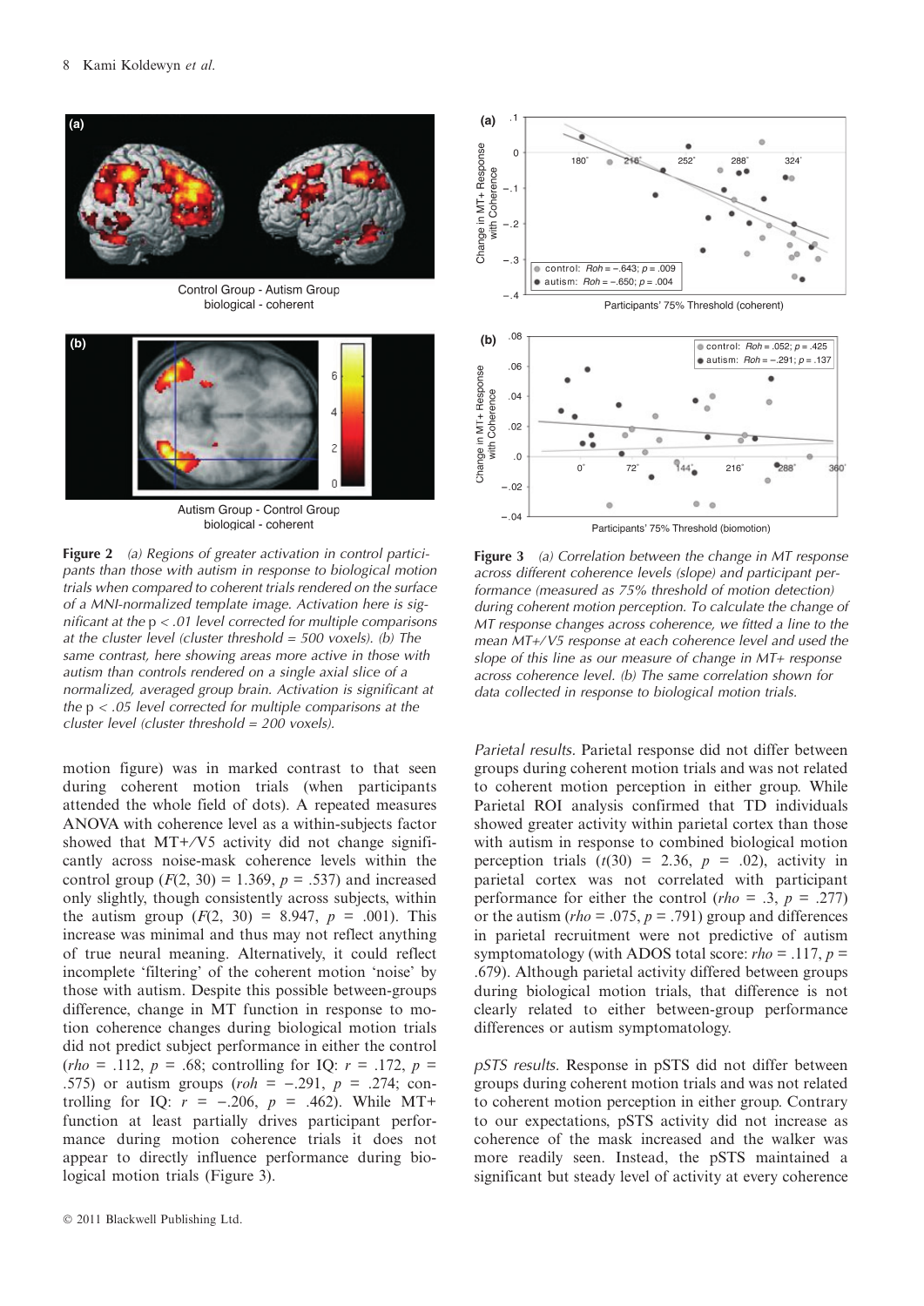(a)

Control Group - Autism Group
biological - coherent

(b)

6
4
2
0

Autism Group - Control Group
biological - coherent

**Figure 2** *(a) Regions of greater activation in control participants than those with autism in response to biological motion trials when compared to coherent trials rendered on the surface of a MNI-normalized template image. Activation here is significant at the p < .01 level corrected for multiple comparisons at the cluster level (cluster threshold = 500 voxels). (b) The same contrast, here showing areas more active in those with autism than controls rendered on a single axial slice of a normalized, averaged group brain. Activation is significant at the p < .05 level corrected for multiple comparisons at the cluster level (cluster threshold = 200 voxels).*

(a)

Change in MT+ Response with Coherence

.1
0
−.1
−.2
−.3
−.4

180˚ 216˚ 252˚ 288˚ 324˚

control: *Roh* = −.643; *p* = .009
autism: *Roh* = −.650; *p* = .004

Participants' 75% Threshold (coherent)

(b)

Change in MT+ Response with Coherence

.08
.06
.04
.02
.0
−.02
−.04

0˚ 72˚ 144˚ 216˚ 288˚ 360˚

control: *Roh* = .052; *p* = .425
autism: *Roh* = −.291; *p* = .137

Participants' 75% Threshold (biomotion)

**Figure 3** *(a) Correlation between the change in MT response across different coherence levels (slope) and participant performance (measured as 75% threshold of motion detection) during coherent motion perception. To calculate the change of MT response changes across coherence, we fitted a line to the mean MT+/V5 response at each coherence level and used the slope of this line as our measure of change in MT+ response across coherence level. (b) The same correlation shown for data collected in response to biological motion trials.*

motion figure) was in marked contrast to that seen during coherent motion trials (when participants attended the whole field of dots). A repeated measures ANOVA with coherence level as a within-subjects factor showed that MT+/V5 activity did not change significantly across noise-mask coherence levels within the control group ($F(2, 30) = 1.369$, $p = .537$) and increased only slightly, though consistently across subjects, within the autism group ($F(2, 30) = 8.947$, $p = .001$). This increase was minimal and thus may not reflect anything of true neural meaning. Alternatively, it could reflect incomplete 'filtering' of the coherent motion 'noise' by those with autism. Despite this possible between-groups difference, change in MT function in response to motion coherence changes during biological motion trials did not predict subject performance in either the control ($rho = .112$, $p = .68$; controlling for IQ: $r = .172$, $p = .575$) or autism groups ($roh = -.291$, $p = .274$; controlling for IQ: $r = -.206$, $p = .462$). While MT+ function at least partially drives participant performance during motion coherence trials it does not appear to directly influence performance during biological motion trials (Figure 3).

*Parietal results.* Parietal response did not differ between groups during coherent motion trials and was not related to coherent motion perception in either group. While Parietal ROI analysis confirmed that TD individuals showed greater activity within parietal cortex than those with autism in response to combined biological motion perception trials ($t(30) = 2.36$, $p = .02$), activity in parietal cortex was not correlated with participant performance for either the control ($rho = .3$, $p = .277$) or the autism ($rho = .075$, $p = .791$) group and differences in parietal recruitment were not predictive of autism symptomatology (with ADOS total score: $rho = .117$, $p = .679$). Although parietal activity differed between groups during biological motion trials, that difference is not clearly related to either between-group performance differences or autism symptomatology.

*pSTS results.* Response in pSTS did not differ between groups during coherent motion trials and was not related to coherent motion perception in either group. Contrary to our expectations, pSTS activity did not increase as coherence of the mask increased and the walker was more readily seen. Instead, the pSTS maintained a significant but steady level of activity at every coherence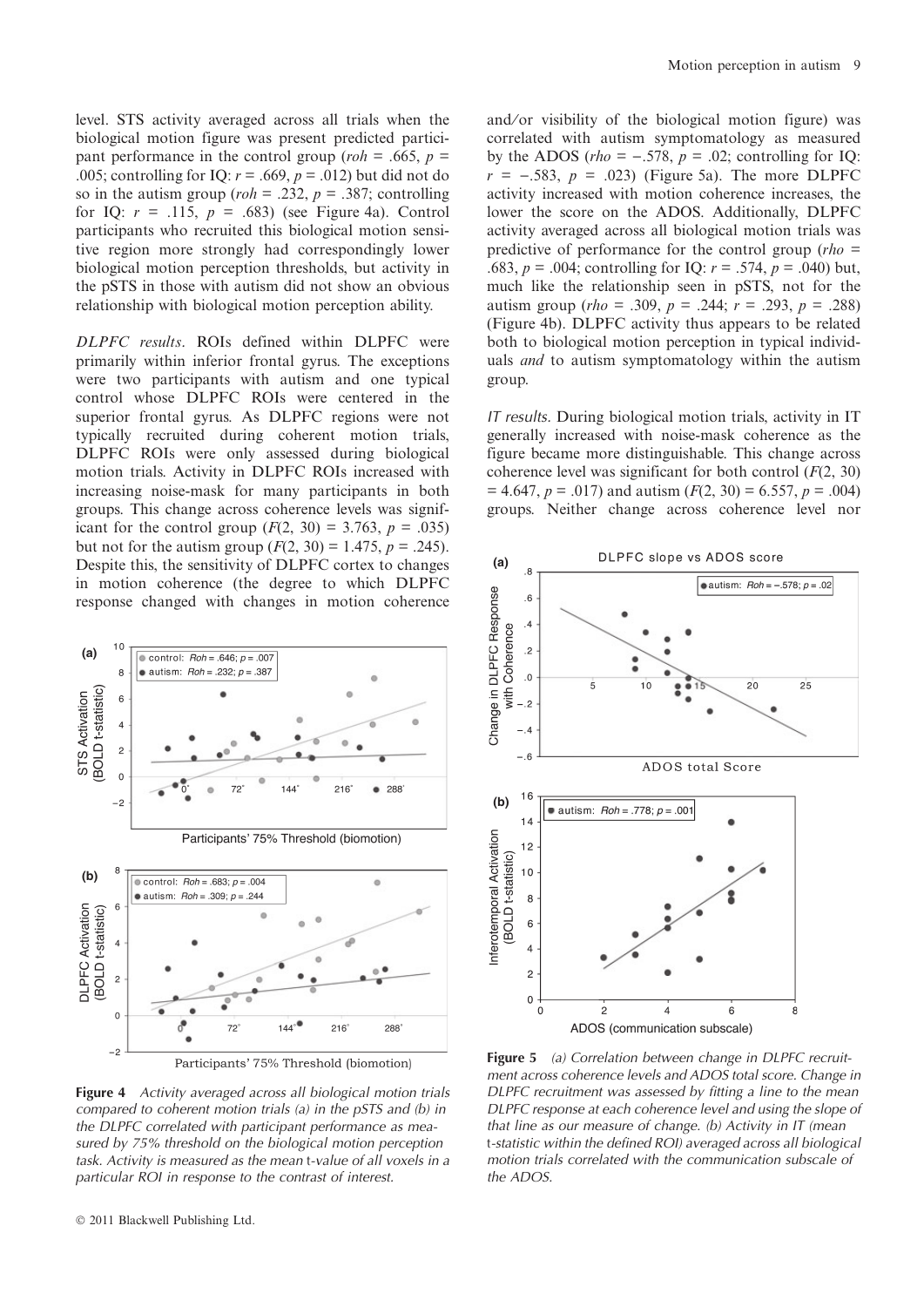level. STS activity averaged across all trials when the biological motion figure was present predicted participant performance in the control group (*roh* = .665, *p* = .005; controlling for IQ: *r* = .669, *p* = .012) but did not do so in the autism group (*roh* = .232, *p* = .387; controlling for IQ: *r* = .115, *p* = .683) (see Figure 4a). Control participants who recruited this biological motion sensitive region more strongly had correspondingly lower biological motion perception thresholds, but activity in the pSTS in those with autism did not show an obvious relationship with biological motion perception ability.

*DLPFC results*. ROIs defined within DLPFC were primarily within inferior frontal gyrus. The exceptions were two participants with autism and one typical control whose DLPFC ROIs were centered in the superior frontal gyrus. As DLPFC regions were not typically recruited during coherent motion trials, DLPFC ROIs were only assessed during biological motion trials. Activity in DLPFC ROIs increased with increasing noise-mask for many participants in both groups. This change across coherence levels was significant for the control group ($F(2, 30) = 3.763$, $p = .035$) but not for the autism group ($F(2, 30) = 1.475$, $p = .245$). Despite this, the sensitivity of DLPFC cortex to changes in motion coherence (the degree to which DLPFC response changed with changes in motion coherence and/or visibility of the biological motion figure) was correlated with autism symptomatology as measured by the ADOS (*rho* = −.578, *p* = .02; controlling for IQ: *r* = −.583, *p* = .023) (Figure 5a). The more DLPFC activity increased with motion coherence increases, the lower the score on the ADOS. Additionally, DLPFC activity averaged across all biological motion trials was predictive of performance for the control group (*rho* = .683, *p* = .004; controlling for IQ: *r* = .574, *p* = .040) but, much like the relationship seen in pSTS, not for the autism group (*rho* = .309, *p* = .244; *r* = .293, *p* = .288) (Figure 4b). DLPFC activity thus appears to be related both to biological motion perception in typical individuals *and* to autism symptomatology within the autism group.

*IT results*. During biological motion trials, activity in IT generally increased with noise-mask coherence as the figure became more distinguishable. This change across coherence level was significant for both control ($F(2, 30) = 4.647$, $p = .017$) and autism ($F(2, 30) = 6.557$, $p = .004$) groups. Neither change across coherence level nor

(a)
control: Roh = .646; p = .007
autism: Roh = .232; p = .387
STS Activation (BOLD t-statistic)
Participants' 75% Threshold (biomotion)

(b)
control: Roh = .683; p = .004
autism: Roh = .309; p = .244
DLPFC Activation (BOLD t-statistic)
Participants' 75% Threshold (biomotion)

**Figure 4** *Activity averaged across all biological motion trials compared to coherent motion trials (a) in the pSTS and (b) in the DLPFC correlated with participant performance as measured by 75% threshold on the biological motion perception task. Activity is measured as the mean* t*-value of all voxels in a particular ROI in response to the contrast of interest.*

(a) DLPFC slope vs ADOS score
autism: Roh = −.578; p = .02
Change in DLPFC Response with Coherence
ADOS total Score

(b)
autism: Roh = .778; p = .001
Inferotemporal Activation (BOLD t-statistic)
ADOS (communication subscale)

**Figure 5** *(a) Correlation between change in DLPFC recruitment across coherence levels and ADOS total score. Change in DLPFC recruitment was assessed by fitting a line to the mean DLPFC response at each coherence level and using the slope of that line as our measure of change. (b) Activity in IT (mean* t*-statistic within the defined ROI) averaged across all biological motion trials correlated with the communication subscale of the ADOS.*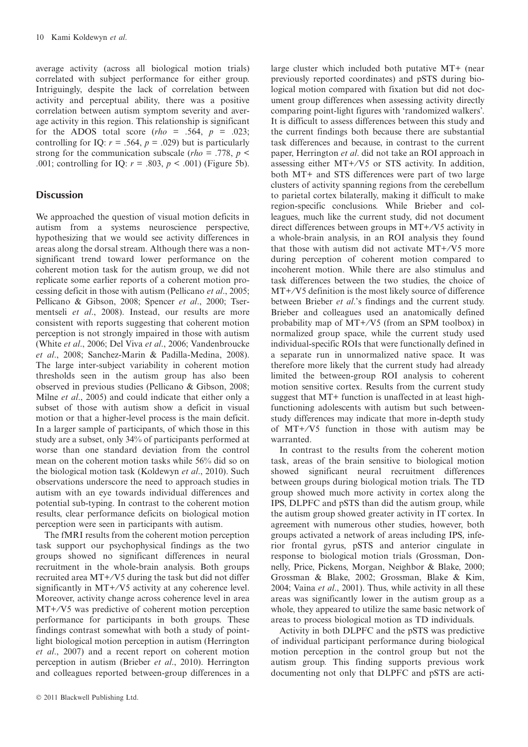average activity (across all biological motion trials) correlated with subject performance for either group. Intriguingly, despite the lack of correlation between activity and perceptual ability, there was a positive correlation between autism symptom severity and average activity in this region. This relationship is significant for the ADOS total score ($rho$ = .564, $p$ = .023; controlling for IQ: $r$ = .564, $p$ = .029) but is particularly strong for the communication subscale ($rho$ = .778, $p <$ .001; controlling for IQ: $r$ = .803, $p <$ .001) (Figure 5b).

## Discussion

We approached the question of visual motion deficits in autism from a systems neuroscience perspective, hypothesizing that we would see activity differences in areas along the dorsal stream. Although there was a non-significant trend toward lower performance on the coherent motion task for the autism group, we did not replicate some earlier reports of a coherent motion processing deficit in those with autism (Pellicano *et al*., 2005; Pellicano & Gibson, 2008; Spencer *et al*., 2000; Tsermentseli *et al*., 2008). Instead, our results are more consistent with reports suggesting that coherent motion perception is not strongly impaired in those with autism (White *et al*., 2006; Del Viva *et al*., 2006; Vandenbroucke *et al*., 2008; Sanchez-Marin & Padilla-Medina, 2008). The large inter-subject variability in coherent motion thresholds seen in the autism group has also been observed in previous studies (Pellicano & Gibson, 2008; Milne *et al*., 2005) and could indicate that either only a subset of those with autism show a deficit in visual motion or that a higher-level process is the main deficit. In a larger sample of participants, of which those in this study are a subset, only 34% of participants performed at worse than one standard deviation from the control mean on the coherent motion tasks while 56% did so on the biological motion task (Koldewyn *et al*., 2010). Such observations underscore the need to approach studies in autism with an eye towards individual differences and potential sub-typing. In contrast to the coherent motion results, clear performance deficits on biological motion perception were seen in participants with autism.

The fMRI results from the coherent motion perception task support our psychophysical findings as the two groups showed no significant differences in neural recruitment in the whole-brain analysis. Both groups recruited area MT+/V5 during the task but did not differ significantly in MT+/V5 activity at any coherence level. Moreover, activity change across coherence level in area MT+/V5 was predictive of coherent motion perception performance for participants in both groups. These findings contrast somewhat with both a study of point-light biological motion perception in autism (Herrington *et al*., 2007) and a recent report on coherent motion perception in autism (Brieber *et al*., 2010). Herrington and colleagues reported between-group differences in a large cluster which included both putative MT+ (near previously reported coordinates) and pSTS during biological motion compared with fixation but did not document group differences when assessing activity directly comparing point-light figures with 'randomized walkers'. It is difficult to assess differences between this study and the current findings both because there are substantial task differences and because, in contrast to the current paper, Herrington *et al*. did not take an ROI approach in assessing either MT+/V5 or STS activity. In addition, both MT+ and STS differences were part of two large clusters of activity spanning regions from the cerebellum to parietal cortex bilaterally, making it difficult to make region-specific conclusions. While Brieber and colleagues, much like the current study, did not document direct differences between groups in MT+/V5 activity in a whole-brain analysis, in an ROI analysis they found that those with autism did not activate MT+/V5 more during perception of coherent motion compared to incoherent motion. While there are also stimulus and task differences between the two studies, the choice of MT+/V5 definition is the most likely source of difference between Brieber *et al*.'s findings and the current study. Brieber and colleagues used an anatomically defined probability map of MT+/V5 (from an SPM toolbox) in normalized group space, while the current study used individual-specific ROIs that were functionally defined in a separate run in unnormalized native space. It was therefore more likely that the current study had already limited the between-group ROI analysis to coherent motion sensitive cortex. Results from the current study suggest that MT+ function is unaffected in at least high-functioning adolescents with autism but such between-study differences may indicate that more in-depth study of MT+/V5 function in those with autism may be warranted.

In contrast to the results from the coherent motion task, areas of the brain sensitive to biological motion showed significant neural recruitment differences between groups during biological motion trials. The TD group showed much more activity in cortex along the IPS, DLPFC and pSTS than did the autism group, while the autism group showed greater activity in IT cortex. In agreement with numerous other studies, however, both groups activated a network of areas including IPS, inferior frontal gyrus, pSTS and anterior cingulate in response to biological motion trials (Grossman, Donnelly, Price, Pickens, Morgan, Neighbor & Blake, 2000; Grossman & Blake, 2002; Grossman, Blake & Kim, 2004; Vaina *et al*., 2001). Thus, while activity in all these areas was significantly lower in the autism group as a whole, they appeared to utilize the same basic network of areas to process biological motion as TD individuals.

Activity in both DLPFC and the pSTS was predictive of individual participant performance during biological motion perception in the control group but not the autism group. This finding supports previous work documenting not only that DLPFC and pSTS are acti-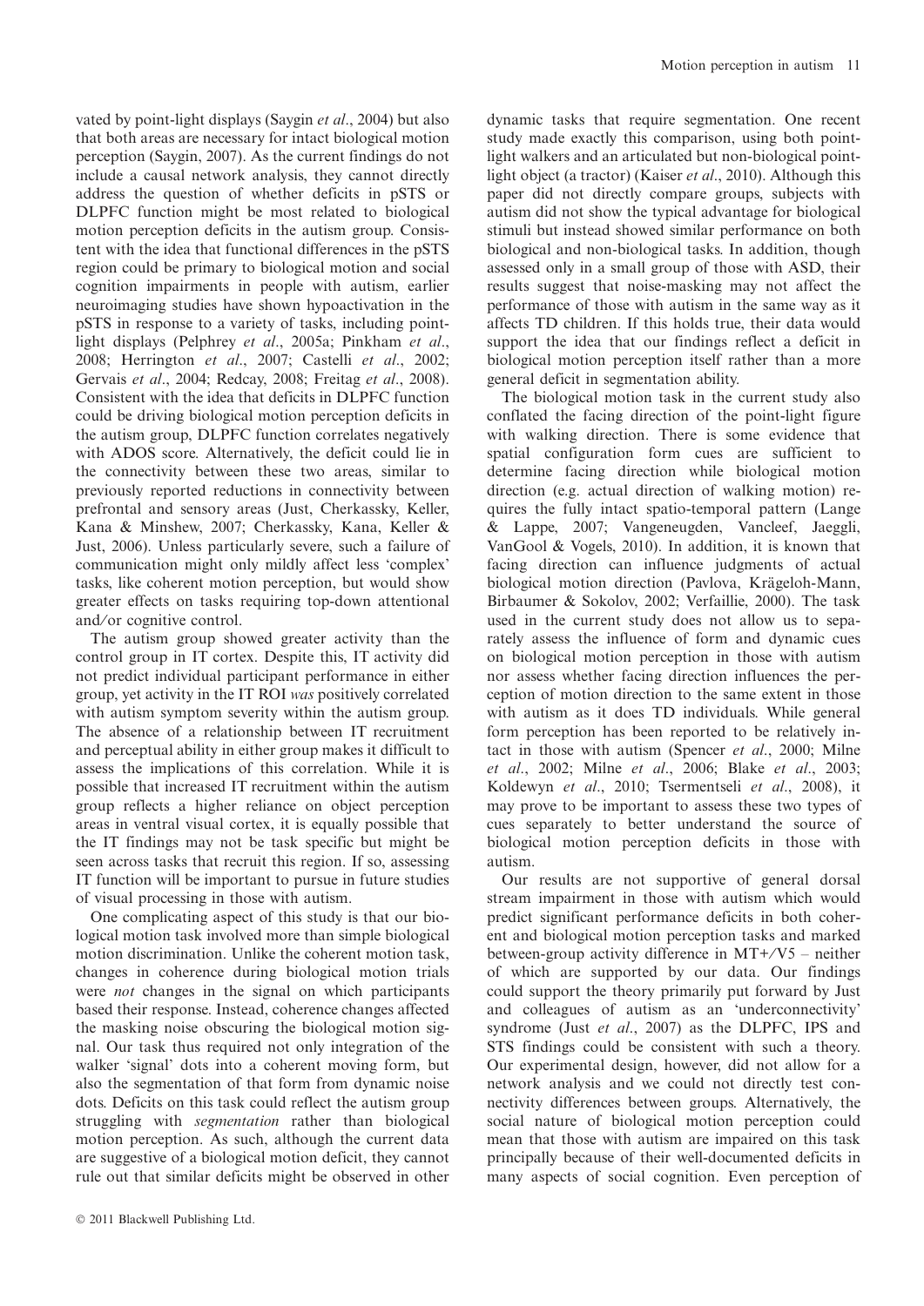vated by point-light displays (Saygin *et al*., 2004) but also that both areas are necessary for intact biological motion perception (Saygin, 2007). As the current findings do not include a causal network analysis, they cannot directly address the question of whether deficits in pSTS or DLPFC function might be most related to biological motion perception deficits in the autism group. Consistent with the idea that functional differences in the pSTS region could be primary to biological motion and social cognition impairments in people with autism, earlier neuroimaging studies have shown hypoactivation in the pSTS in response to a variety of tasks, including point-light displays (Pelphrey *et al*., 2005a; Pinkham *et al*., 2008; Herrington *et al*., 2007; Castelli *et al*., 2002; Gervais *et al*., 2004; Redcay, 2008; Freitag *et al*., 2008). Consistent with the idea that deficits in DLPFC function could be driving biological motion perception deficits in the autism group, DLPFC function correlates negatively with ADOS score. Alternatively, the deficit could lie in the connectivity between these two areas, similar to previously reported reductions in connectivity between prefrontal and sensory areas (Just, Cherkassky, Keller, Kana & Minshew, 2007; Cherkassky, Kana, Keller & Just, 2006). Unless particularly severe, such a failure of communication might only mildly affect less 'complex' tasks, like coherent motion perception, but would show greater effects on tasks requiring top-down attentional and/or cognitive control.

The autism group showed greater activity than the control group in IT cortex. Despite this, IT activity did not predict individual participant performance in either group, yet activity in the IT ROI *was* positively correlated with autism symptom severity within the autism group. The absence of a relationship between IT recruitment and perceptual ability in either group makes it difficult to assess the implications of this correlation. While it is possible that increased IT recruitment within the autism group reflects a higher reliance on object perception areas in ventral visual cortex, it is equally possible that the IT findings may not be task specific but might be seen across tasks that recruit this region. If so, assessing IT function will be important to pursue in future studies of visual processing in those with autism.

One complicating aspect of this study is that our biological motion task involved more than simple biological motion discrimination. Unlike the coherent motion task, changes in coherence during biological motion trials were *not* changes in the signal on which participants based their response. Instead, coherence changes affected the masking noise obscuring the biological motion signal. Our task thus required not only integration of the walker 'signal' dots into a coherent moving form, but also the segmentation of that form from dynamic noise dots. Deficits on this task could reflect the autism group struggling with *segmentation* rather than biological motion perception. As such, although the current data are suggestive of a biological motion deficit, they cannot rule out that similar deficits might be observed in other dynamic tasks that require segmentation. One recent study made exactly this comparison, using both point-light walkers and an articulated but non-biological point-light object (a tractor) (Kaiser *et al*., 2010). Although this paper did not directly compare groups, subjects with autism did not show the typical advantage for biological stimuli but instead showed similar performance on both biological and non-biological tasks. In addition, though assessed only in a small group of those with ASD, their results suggest that noise-masking may not affect the performance of those with autism in the same way as it affects TD children. If this holds true, their data would support the idea that our findings reflect a deficit in biological motion perception itself rather than a more general deficit in segmentation ability.

The biological motion task in the current study also conflated the facing direction of the point-light figure with walking direction. There is some evidence that spatial configuration form cues are sufficient to determine facing direction while biological motion direction (e.g. actual direction of walking motion) requires the fully intact spatio-temporal pattern (Lange & Lappe, 2007; Vangeneugden, Vancleef, Jaeggli, VanGool & Vogels, 2010). In addition, it is known that facing direction can influence judgments of actual biological motion direction (Pavlova, Krägeloh-Mann, Birbaumer & Sokolov, 2002; Verfaillie, 2000). The task used in the current study does not allow us to separately assess the influence of form and dynamic cues on biological motion perception in those with autism nor assess whether facing direction influences the perception of motion direction to the same extent in those with autism as it does TD individuals. While general form perception has been reported to be relatively intact in those with autism (Spencer *et al*., 2000; Milne *et al*., 2002; Milne *et al*., 2006; Blake *et al*., 2003; Koldewyn *et al*., 2010; Tsermentseli *et al*., 2008), it may prove to be important to assess these two types of cues separately to better understand the source of biological motion perception deficits in those with autism.

Our results are not supportive of general dorsal stream impairment in those with autism which would predict significant performance deficits in both coherent and biological motion perception tasks and marked between-group activity difference in MT+/V5 – neither of which are supported by our data. Our findings could support the theory primarily put forward by Just and colleagues of autism as an 'underconnectivity' syndrome (Just *et al*., 2007) as the DLPFC, IPS and STS findings could be consistent with such a theory. Our experimental design, however, did not allow for a network analysis and we could not directly test connectivity differences between groups. Alternatively, the social nature of biological motion perception could mean that those with autism are impaired on this task principally because of their well-documented deficits in many aspects of social cognition. Even perception of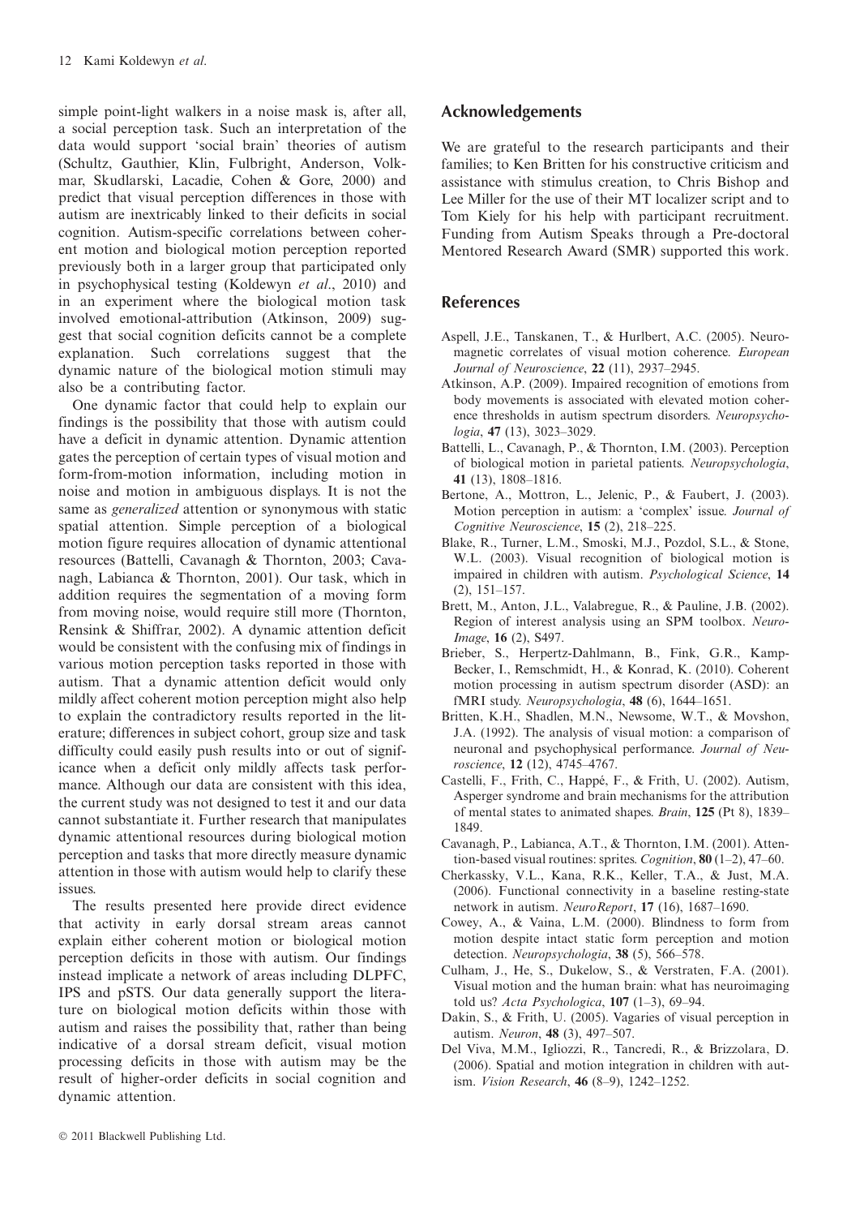simple point-light walkers in a noise mask is, after all, a social perception task. Such an interpretation of the data would support 'social brain' theories of autism (Schultz, Gauthier, Klin, Fulbright, Anderson, Volkmar, Skudlarski, Lacadie, Cohen & Gore, 2000) and predict that visual perception differences in those with autism are inextricably linked to their deficits in social cognition. Autism-specific correlations between coherent motion and biological motion perception reported previously both in a larger group that participated only in psychophysical testing (Koldewyn *et al*., 2010) and in an experiment where the biological motion task involved emotional-attribution (Atkinson, 2009) suggest that social cognition deficits cannot be a complete explanation. Such correlations suggest that the dynamic nature of the biological motion stimuli may also be a contributing factor.

One dynamic factor that could help to explain our findings is the possibility that those with autism could have a deficit in dynamic attention. Dynamic attention gates the perception of certain types of visual motion and form-from-motion information, including motion in noise and motion in ambiguous displays. It is not the same as *generalized* attention or synonymous with static spatial attention. Simple perception of a biological motion figure requires allocation of dynamic attentional resources (Battelli, Cavanagh & Thornton, 2003; Cavanagh, Labianca & Thornton, 2001). Our task, which in addition requires the segmentation of a moving form from moving noise, would require still more (Thornton, Rensink & Shiffrar, 2002). A dynamic attention deficit would be consistent with the confusing mix of findings in various motion perception tasks reported in those with autism. That a dynamic attention deficit would only mildly affect coherent motion perception might also help to explain the contradictory results reported in the literature; differences in subject cohort, group size and task difficulty could easily push results into or out of significance when a deficit only mildly affects task performance. Although our data are consistent with this idea, the current study was not designed to test it and our data cannot substantiate it. Further research that manipulates dynamic attentional resources during biological motion perception and tasks that more directly measure dynamic attention in those with autism would help to clarify these issues.

The results presented here provide direct evidence that activity in early dorsal stream areas cannot explain either coherent motion or biological motion perception deficits in those with autism. Our findings instead implicate a network of areas including DLPFC, IPS and pSTS. Our data generally support the literature on biological motion deficits within those with autism and raises the possibility that, rather than being indicative of a dorsal stream deficit, visual motion processing deficits in those with autism may be the result of higher-order deficits in social cognition and dynamic attention.

## Acknowledgements

We are grateful to the research participants and their families; to Ken Britten for his constructive criticism and assistance with stimulus creation, to Chris Bishop and Lee Miller for the use of their MT localizer script and to Tom Kiely for his help with participant recruitment. Funding from Autism Speaks through a Pre-doctoral Mentored Research Award (SMR) supported this work.

## References

Aspell, J.E., Tanskanen, T., & Hurlbert, A.C. (2005). Neuromagnetic correlates of visual motion coherence. *European Journal of Neuroscience*, **22** (11), 2937–2945.

Atkinson, A.P. (2009). Impaired recognition of emotions from body movements is associated with elevated motion coherence thresholds in autism spectrum disorders. *Neuropsychologia*, **47** (13), 3023–3029.

Battelli, L., Cavanagh, P., & Thornton, I.M. (2003). Perception of biological motion in parietal patients. *Neuropsychologia*, **41** (13), 1808–1816.

Bertone, A., Mottron, L., Jelenic, P., & Faubert, J. (2003). Motion perception in autism: a 'complex' issue. *Journal of Cognitive Neuroscience*, **15** (2), 218–225.

Blake, R., Turner, L.M., Smoski, M.J., Pozdol, S.L., & Stone, W.L. (2003). Visual recognition of biological motion is impaired in children with autism. *Psychological Science*, **14** (2), 151–157.

Brett, M., Anton, J.L., Valabregue, R., & Pauline, J.B. (2002). Region of interest analysis using an SPM toolbox. *NeuroImage*, **16** (2), S497.

Brieber, S., Herpertz-Dahlmann, B., Fink, G.R., Kamp-Becker, I., Remschmidt, H., & Konrad, K. (2010). Coherent motion processing in autism spectrum disorder (ASD): an fMRI study. *Neuropsychologia*, **48** (6), 1644–1651.

Britten, K.H., Shadlen, M.N., Newsome, W.T., & Movshon, J.A. (1992). The analysis of visual motion: a comparison of neuronal and psychophysical performance. *Journal of Neuroscience*, **12** (12), 4745–4767.

Castelli, F., Frith, C., Happé, F., & Frith, U. (2002). Autism, Asperger syndrome and brain mechanisms for the attribution of mental states to animated shapes. *Brain*, **125** (Pt 8), 1839–1849.

Cavanagh, P., Labianca, A.T., & Thornton, I.M. (2001). Attention-based visual routines: sprites. *Cognition*, **80** (1–2), 47–60.

Cherkassky, V.L., Kana, R.K., Keller, T.A., & Just, M.A. (2006). Functional connectivity in a baseline resting-state network in autism. *NeuroReport*, **17** (16), 1687–1690.

Cowey, A., & Vaina, L.M. (2000). Blindness to form from motion despite intact static form perception and motion detection. *Neuropsychologia*, **38** (5), 566–578.

Culham, J., He, S., Dukelow, S., & Verstraten, F.A. (2001). Visual motion and the human brain: what has neuroimaging told us? *Acta Psychologica*, **107** (1–3), 69–94.

Dakin, S., & Frith, U. (2005). Vagaries of visual perception in autism. *Neuron*, **48** (3), 497–507.

Del Viva, M.M., Igliozzi, R., Tancredi, R., & Brizzolara, D. (2006). Spatial and motion integration in children with autism. *Vision Research*, **46** (8–9), 1242–1252.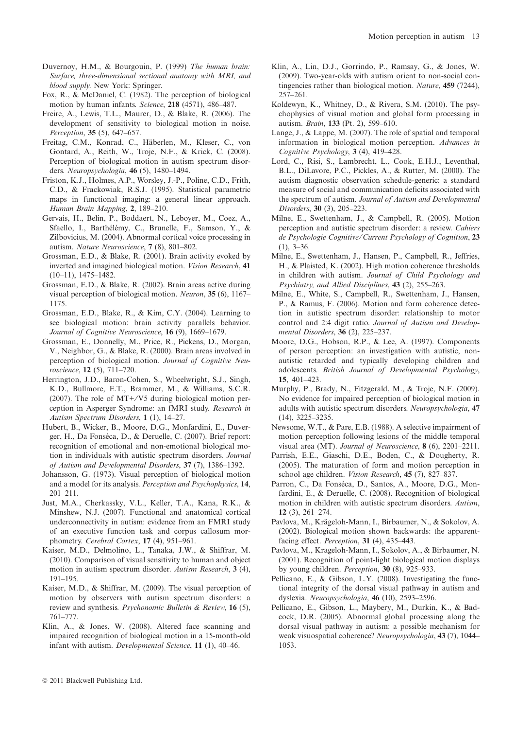Duvernoy, H.M., & Bourgouin, P. (1999) *The human brain: Surface, three-dimensional sectional anatomy with MRI, and blood supply*. New York: Springer.

Fox, R., & McDaniel, C. (1982). The perception of biological motion by human infants. *Science*, **218** (4571), 486–487.

Freire, A., Lewis, T.L., Maurer, D., & Blake, R. (2006). The development of sensitivity to biological motion in noise. *Perception*, **35** (5), 647–657.

Freitag, C.M., Konrad, C., Häberlen, M., Kleser, C., von Gontard, A., Reith, W., Troje, N.F., & Krick, C. (2008). Perception of biological motion in autism spectrum disorders. *Neuropsychologia*, **46** (5), 1480–1494.

Friston, K.J., Holmes, A.P., Worsley, J.-P., Poline, C.D., Frith, C.D., & Frackowiak, R.S.J. (1995). Statistical parametric maps in functional imaging: a general linear approach. *Human Brain Mapping*, **2**, 189–210.

Gervais, H., Belin, P., Boddaert, N., Leboyer, M., Coez, A., Sfaello, I., Barthélémy, C., Brunelle, F., Samson, Y., & Zilbovicius, M. (2004). Abnormal cortical voice processing in autism. *Nature Neuroscience*, **7** (8), 801–802.

Grossman, E.D., & Blake, R. (2001). Brain activity evoked by inverted and imagined biological motion. *Vision Research*, **41** (10–11), 1475–1482.

Grossman, E.D., & Blake, R. (2002). Brain areas active during visual perception of biological motion. *Neuron*, **35** (6), 1167–1175.

Grossman, E.D., Blake, R., & Kim, C.Y. (2004). Learning to see biological motion: brain activity parallels behavior. *Journal of Cognitive Neuroscience*, **16** (9), 1669–1679.

Grossman, E., Donnelly, M., Price, R., Pickens, D., Morgan, V., Neighbor, G., & Blake, R. (2000). Brain areas involved in perception of biological motion. *Journal of Cognitive Neuroscience*, **12** (5), 711–720.

Herrington, J.D., Baron-Cohen, S., Wheelwright, S.J., Singh, K.D., Bullmore, E.T., Brammer, M., & Williams, S.C.R. (2007). The role of MT+/V5 during biological motion perception in Asperger Syndrome: an fMRI study. *Research in Autism Spectrum Disorders*, **1** (1), 14–27.

Hubert, B., Wicker, B., Moore, D.G., Monfardini, E., Duverger, H., Da Fonséca, D., & Deruelle, C. (2007). Brief report: recognition of emotional and non-emotional biological motion in individuals with autistic spectrum disorders. *Journal of Autism and Developmental Disorders*, **37** (7), 1386–1392.

Johansson, G. (1973). Visual perception of biological motion and a model for its analysis. *Perception and Psychophysics*, **14**, 201–211.

Just, M.A., Cherkassky, V.L., Keller, T.A., Kana, R.K., & Minshew, N.J. (2007). Functional and anatomical cortical underconnectivity in autism: evidence from an FMRI study of an executive function task and corpus callosum morphometry. *Cerebral Cortex*, **17** (4), 951–961.

Kaiser, M.D., Delmolino, L., Tanaka, J.W., & Shiffrar, M. (2010). Comparison of visual sensitivity to human and object motion in autism spectrum disorder. *Autism Research*, **3** (4), 191–195.

Kaiser, M.D., & Shiffrar, M. (2009). The visual perception of motion by observers with autism spectrum disorders: a review and synthesis. *Psychonomic Bulletin & Review*, **16** (5), 761–777.

Klin, A., & Jones, W. (2008). Altered face scanning and impaired recognition of biological motion in a 15-month-old infant with autism. *Developmental Science*, **11** (1), 40–46.

Klin, A., Lin, D.J., Gorrindo, P., Ramsay, G., & Jones, W. (2009). Two-year-olds with autism orient to non-social contingencies rather than biological motion. *Nature*, **459** (7244), 257–261.

Koldewyn, K., Whitney, D., & Rivera, S.M. (2010). The psychophysics of visual motion and global form processing in autism. *Brain*, **133** (Pt. 2), 599–610.

Lange, J., & Lappe, M. (2007). The role of spatial and temporal information in biological motion perception. *Advances in Cognitive Psychology*, **3** (4), 419–428.

Lord, C., Risi, S., Lambrecht, L., Cook, E.H.J., Leventhal, B.L., DiLavore, P.C., Pickles, A., & Rutter, M. (2000). The autism diagnostic observation schedule-generic: a standard measure of social and communication deficits associated with the spectrum of autism. *Journal of Autism and Developmental Disorders*, **30** (3), 205–223.

Milne, E., Swettenham, J., & Campbell, R. (2005). Motion perception and autistic spectrum disorder: a review. *Cahiers de Psychologie Cognitive/Current Psychology of Cognition*, **23** (1), 3–36.

Milne, E., Swettenham, J., Hansen, P., Campbell, R., Jeffries, H., & Plaisted, K. (2002). High motion coherence thresholds in children with autism. *Journal of Child Psychology and Psychiatry, and Allied Disciplines*, **43** (2), 255–263.

Milne, E., White, S., Campbell, R., Swettenham, J., Hansen, P., & Ramus, F. (2006). Motion and form coherence detection in autistic spectrum disorder: relationship to motor control and 2:4 digit ratio. *Journal of Autism and Developmental Disorders*, **36** (2), 225–237.

Moore, D.G., Hobson, R.P., & Lee, A. (1997). Components of person perception: an investigation with autistic, non-autistic retarded and typically developing children and adolescents. *British Journal of Developmental Psychology*, **15**, 401–423.

Murphy, P., Brady, N., Fitzgerald, M., & Troje, N.F. (2009). No evidence for impaired perception of biological motion in adults with autistic spectrum disorders. *Neuropsychologia*, **47** (14), 3225–3235.

Newsome, W.T., & Pare, E.B. (1988). A selective impairment of motion perception following lesions of the middle temporal visual area (MT). *Journal of Neuroscience*, **8** (6), 2201–2211.

Parrish, E.E., Giaschi, D.E., Boden, C., & Dougherty, R. (2005). The maturation of form and motion perception in school age children. *Vision Research*, **45** (7), 827–837.

Parron, C., Da Fonséca, D., Santos, A., Moore, D.G., Monfardini, E., & Deruelle, C. (2008). Recognition of biological motion in children with autistic spectrum disorders. *Autism*, **12** (3), 261–274.

Pavlova, M., Krägeloh-Mann, I., Birbaumer, N., & Sokolov, A. (2002). Biological motion shown backwards: the apparent-facing effect. *Perception*, **31** (4), 435–443.

Pavlova, M., Krageloh-Mann, I., Sokolov, A., & Birbaumer, N. (2001). Recognition of point-light biological motion displays by young children. *Perception*, **30** (8), 925–933.

Pellicano, E., & Gibson, L.Y. (2008). Investigating the functional integrity of the dorsal visual pathway in autism and dyslexia. *Neuropsychologia*, **46** (10), 2593–2596.

Pellicano, E., Gibson, L., Maybery, M., Durkin, K., & Badcock, D.R. (2005). Abnormal global processing along the dorsal visual pathway in autism: a possible mechanism for weak visuospatial coherence? *Neuropsychologia*, **43** (7), 1044–1053.

© 2011 Blackwell Publishing Ltd.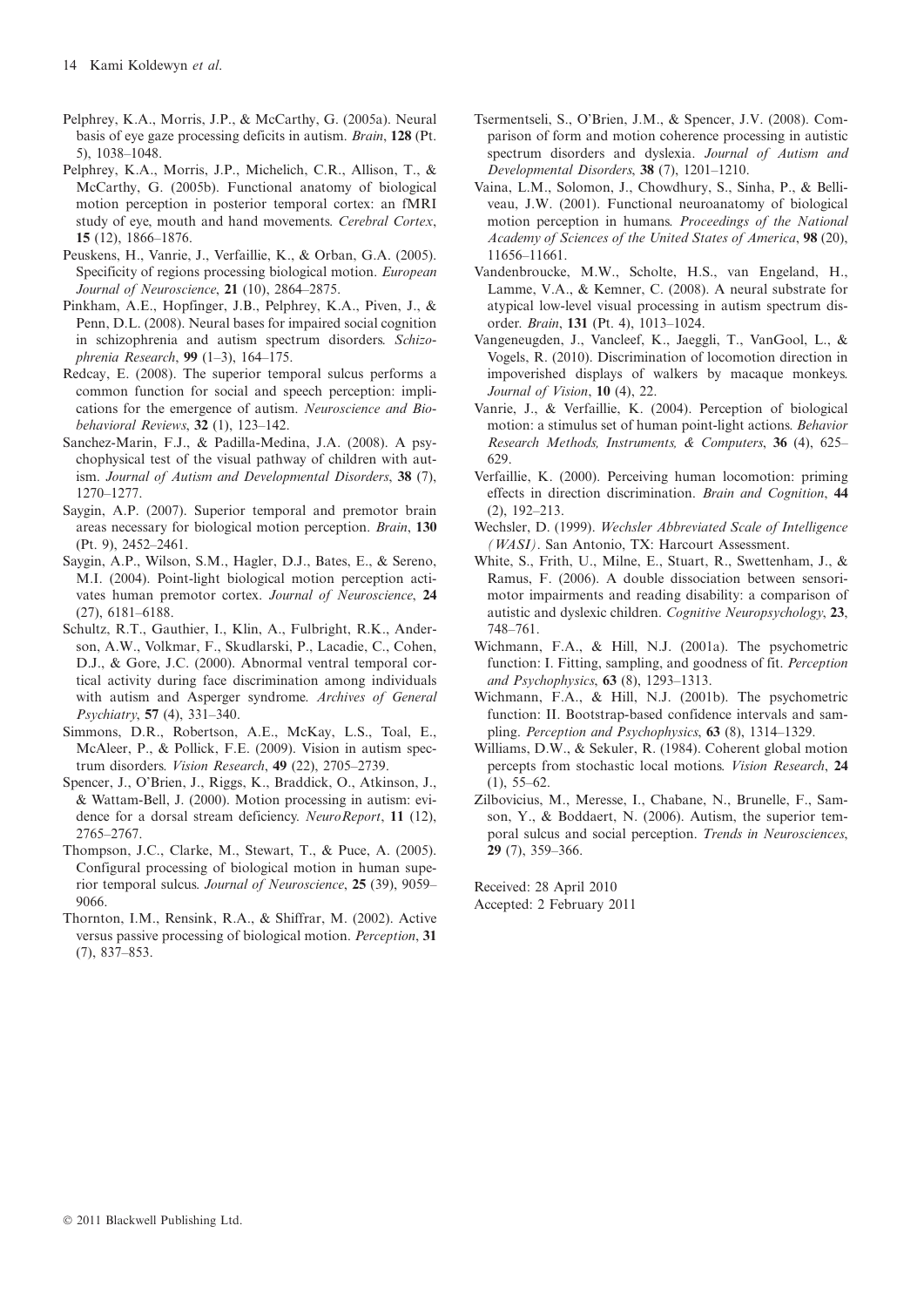Pelphrey, K.A., Morris, J.P., & McCarthy, G. (2005a). Neural basis of eye gaze processing deficits in autism. *Brain*, **128** (Pt. 5), 1038–1048.

Pelphrey, K.A., Morris, J.P., Michelich, C.R., Allison, T., & McCarthy, G. (2005b). Functional anatomy of biological motion perception in posterior temporal cortex: an fMRI study of eye, mouth and hand movements. *Cerebral Cortex*, **15** (12), 1866–1876.

Peuskens, H., Vanrie, J., Verfaillie, K., & Orban, G.A. (2005). Specificity of regions processing biological motion. *European Journal of Neuroscience*, **21** (10), 2864–2875.

Pinkham, A.E., Hopfinger, J.B., Pelphrey, K.A., Piven, J., & Penn, D.L. (2008). Neural bases for impaired social cognition in schizophrenia and autism spectrum disorders. *Schizophrenia Research*, **99** (1–3), 164–175.

Redcay, E. (2008). The superior temporal sulcus performs a common function for social and speech perception: implications for the emergence of autism. *Neuroscience and Biobehavioral Reviews*, **32** (1), 123–142.

Sanchez-Marin, F.J., & Padilla-Medina, J.A. (2008). A psychophysical test of the visual pathway of children with autism. *Journal of Autism and Developmental Disorders*, **38** (7), 1270–1277.

Saygin, A.P. (2007). Superior temporal and premotor brain areas necessary for biological motion perception. *Brain*, **130** (Pt. 9), 2452–2461.

Saygin, A.P., Wilson, S.M., Hagler, D.J., Bates, E., & Sereno, M.I. (2004). Point-light biological motion perception activates human premotor cortex. *Journal of Neuroscience*, **24** (27), 6181–6188.

Schultz, R.T., Gauthier, I., Klin, A., Fulbright, R.K., Anderson, A.W., Volkmar, F., Skudlarski, P., Lacadie, C., Cohen, D.J., & Gore, J.C. (2000). Abnormal ventral temporal cortical activity during face discrimination among individuals with autism and Asperger syndrome. *Archives of General Psychiatry*, **57** (4), 331–340.

Simmons, D.R., Robertson, A.E., McKay, L.S., Toal, E., McAleer, P., & Pollick, F.E. (2009). Vision in autism spectrum disorders. *Vision Research*, **49** (22), 2705–2739.

Spencer, J., O'Brien, J., Riggs, K., Braddick, O., Atkinson, J., & Wattam-Bell, J. (2000). Motion processing in autism: evidence for a dorsal stream deficiency. *NeuroReport*, **11** (12), 2765–2767.

Thompson, J.C., Clarke, M., Stewart, T., & Puce, A. (2005). Configural processing of biological motion in human superior temporal sulcus. *Journal of Neuroscience*, **25** (39), 9059–9066.

Thornton, I.M., Rensink, R.A., & Shiffrar, M. (2002). Active versus passive processing of biological motion. *Perception*, **31** (7), 837–853.

Tsermentseli, S., O'Brien, J.M., & Spencer, J.V. (2008). Comparison of form and motion coherence processing in autistic spectrum disorders and dyslexia. *Journal of Autism and Developmental Disorders*, **38** (7), 1201–1210.

Vaina, L.M., Solomon, J., Chowdhury, S., Sinha, P., & Belliveau, J.W. (2001). Functional neuroanatomy of biological motion perception in humans. *Proceedings of the National Academy of Sciences of the United States of America*, **98** (20), 11656–11661.

Vandenbroucke, M.W., Scholte, H.S., van Engeland, H., Lamme, V.A., & Kemner, C. (2008). A neural substrate for atypical low-level visual processing in autism spectrum disorder. *Brain*, **131** (Pt. 4), 1013–1024.

Vangeneugden, J., Vancleef, K., Jaeggli, T., VanGool, L., & Vogels, R. (2010). Discrimination of locomotion direction in impoverished displays of walkers by macaque monkeys. *Journal of Vision*, **10** (4), 22.

Vanrie, J., & Verfaillie, K. (2004). Perception of biological motion: a stimulus set of human point-light actions. *Behavior Research Methods, Instruments, & Computers*, **36** (4), 625–629.

Verfaillie, K. (2000). Perceiving human locomotion: priming effects in direction discrimination. *Brain and Cognition*, **44** (2), 192–213.

Wechsler, D. (1999). *Wechsler Abbreviated Scale of Intelligence (WASI)*. San Antonio, TX: Harcourt Assessment.

White, S., Frith, U., Milne, E., Stuart, R., Swettenham, J., & Ramus, F. (2006). A double dissociation between sensorimotor impairments and reading disability: a comparison of autistic and dyslexic children. *Cognitive Neuropsychology*, **23**, 748–761.

Wichmann, F.A., & Hill, N.J. (2001a). The psychometric function: I. Fitting, sampling, and goodness of fit. *Perception and Psychophysics*, **63** (8), 1293–1313.

Wichmann, F.A., & Hill, N.J. (2001b). The psychometric function: II. Bootstrap-based confidence intervals and sampling. *Perception and Psychophysics*, **63** (8), 1314–1329.

Williams, D.W., & Sekuler, R. (1984). Coherent global motion percepts from stochastic local motions. *Vision Research*, **24** (1), 55–62.

Zilbovicius, M., Meresse, I., Chabane, N., Brunelle, F., Samson, Y., & Boddaert, N. (2006). Autism, the superior temporal sulcus and social perception. *Trends in Neurosciences*, **29** (7), 359–366.

Received: 28 April 2010
Accepted: 2 February 2011